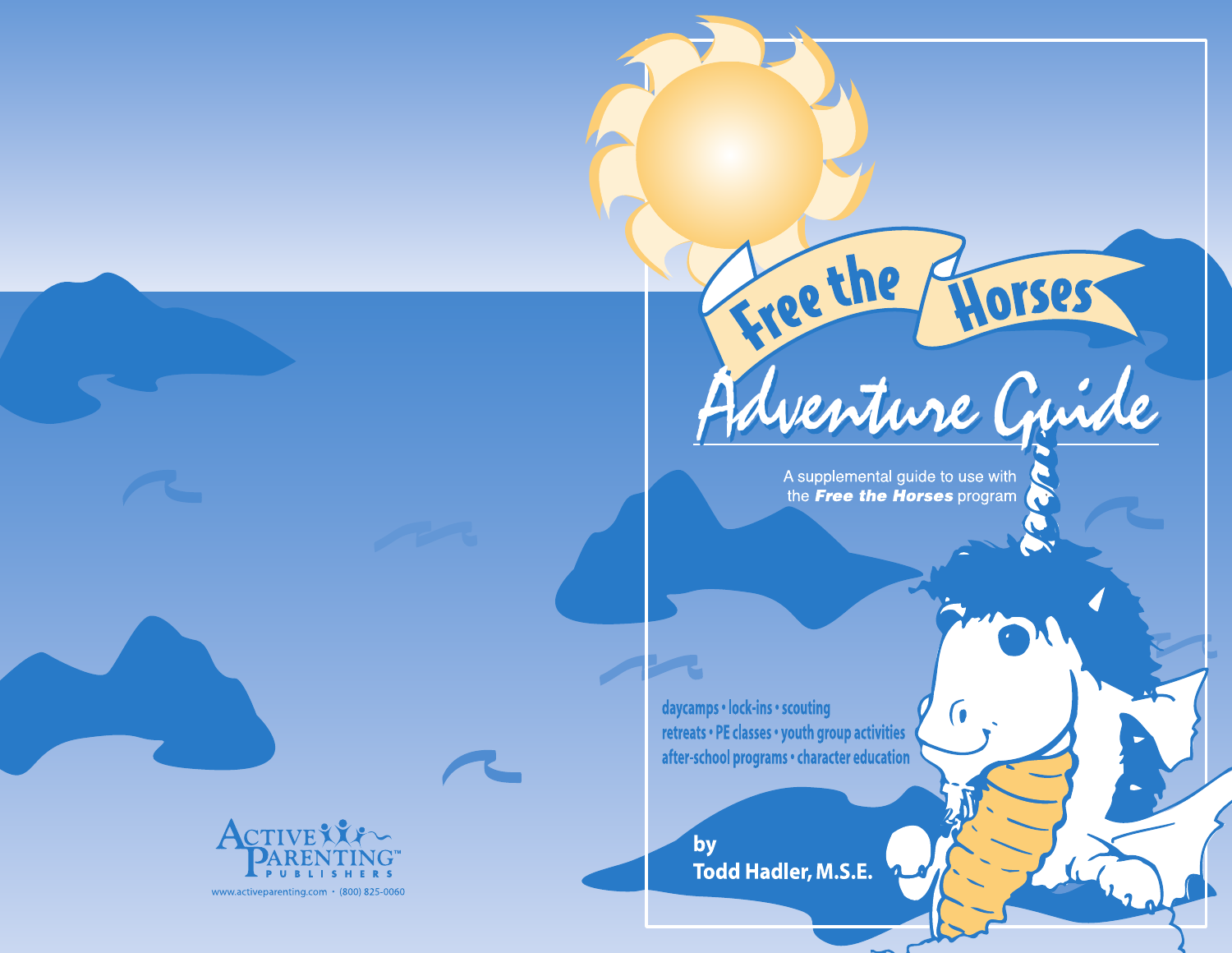# Free the Horses

## Adventure Guide

A supplemental guide to use with the ***Free the Horses*** program

daycamps • lock-ins • scouting
retreats • PE classes • youth group activities
after-school programs • character education

**by**
**Todd Hadler, M.S.E.**

ACTIVE PARENTING™ PUBLISHERS

www.activeparenting.com • (800) 825-0060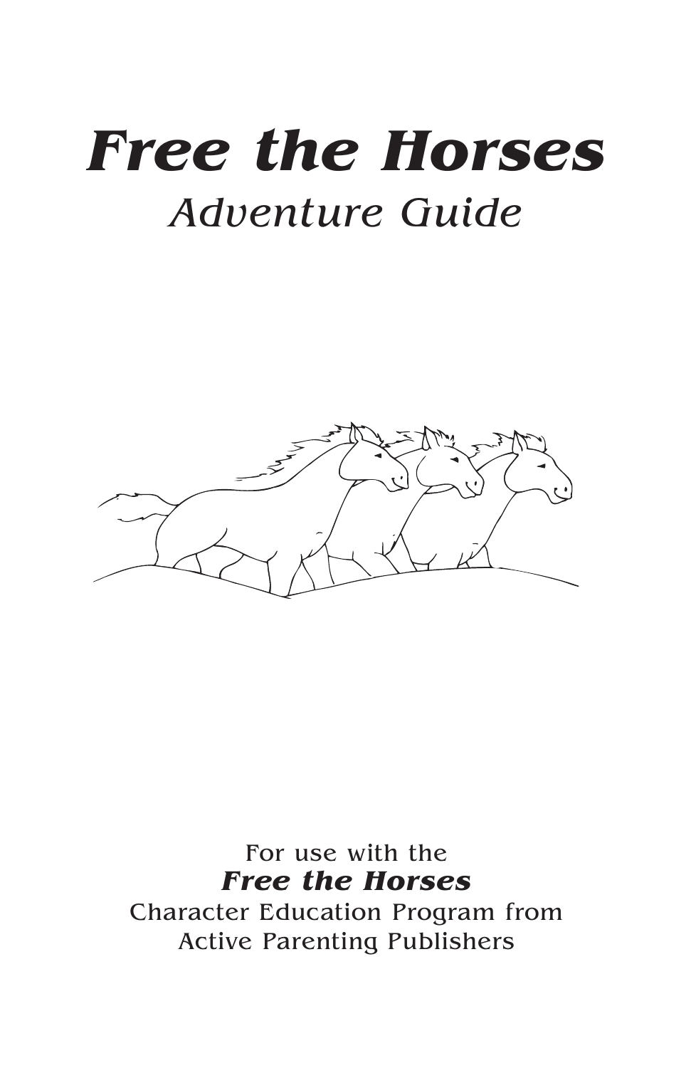# *Free the Horses*

## *Adventure Guide*

For use with the
***Free the Horses***
Character Education Program from
Active Parenting Publishers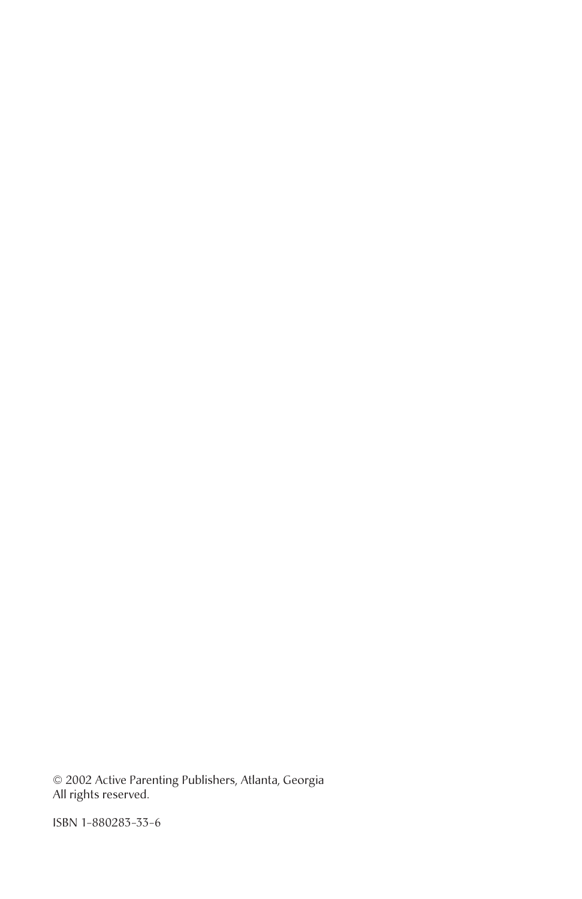© 2002 Active Parenting Publishers, Atlanta, Georgia
All rights reserved.

ISBN 1-880283-33-6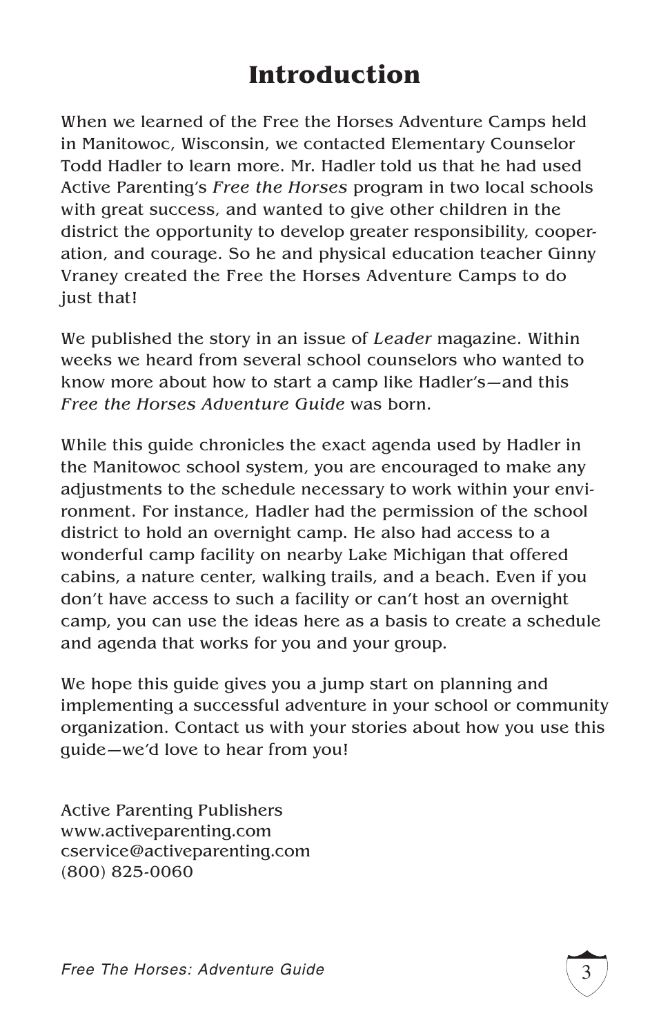# Introduction

When we learned of the Free the Horses Adventure Camps held in Manitowoc, Wisconsin, we contacted Elementary Counselor Todd Hadler to learn more. Mr. Hadler told us that he had used Active Parenting's *Free the Horses* program in two local schools with great success, and wanted to give other children in the district the opportunity to develop greater responsibility, cooperation, and courage. So he and physical education teacher Ginny Vraney created the Free the Horses Adventure Camps to do just that!

We published the story in an issue of *Leader* magazine. Within weeks we heard from several school counselors who wanted to know more about how to start a camp like Hadler's—and this *Free the Horses Adventure Guide* was born.

While this guide chronicles the exact agenda used by Hadler in the Manitowoc school system, you are encouraged to make any adjustments to the schedule necessary to work within your environment. For instance, Hadler had the permission of the school district to hold an overnight camp. He also had access to a wonderful camp facility on nearby Lake Michigan that offered cabins, a nature center, walking trails, and a beach. Even if you don't have access to such a facility or can't host an overnight camp, you can use the ideas here as a basis to create a schedule and agenda that works for you and your group.

We hope this guide gives you a jump start on planning and implementing a successful adventure in your school or community organization. Contact us with your stories about how you use this guide—we'd love to hear from you!

Active Parenting Publishers
www.activeparenting.com
cservice@activeparenting.com
(800) 825-0060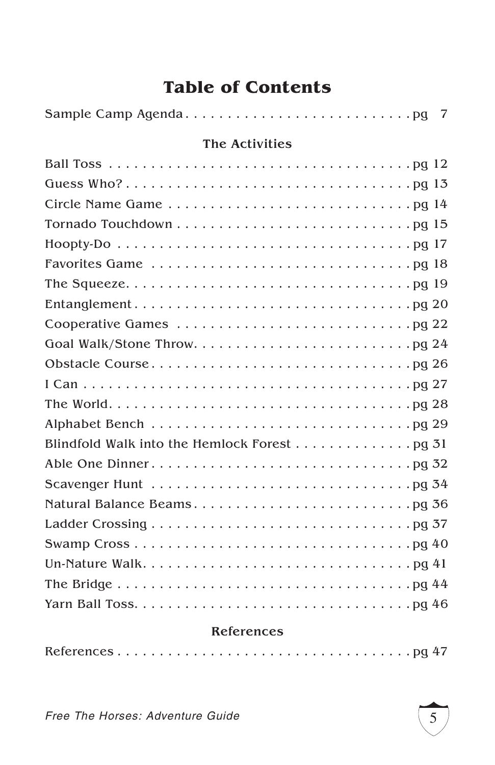# Table of Contents

Sample Camp Agenda . . . . . . . . . . . . . . . . . . . . . . . . . . . pg 7

### The Activities

Ball Toss . . . . . . . . . . . . . . . . . . . . . . . . . . . . . . . . . . . pg 12

Guess Who? . . . . . . . . . . . . . . . . . . . . . . . . . . . . . . . . . pg 13

Circle Name Game . . . . . . . . . . . . . . . . . . . . . . . . . . . . pg 14

Tornado Touchdown . . . . . . . . . . . . . . . . . . . . . . . . . . . pg 15

Hoopty-Do . . . . . . . . . . . . . . . . . . . . . . . . . . . . . . . . . . pg 17

Favorites Game . . . . . . . . . . . . . . . . . . . . . . . . . . . . . . pg 18

The Squeeze. . . . . . . . . . . . . . . . . . . . . . . . . . . . . . . . . pg 19

Entanglement . . . . . . . . . . . . . . . . . . . . . . . . . . . . . . . . pg 20

Cooperative Games . . . . . . . . . . . . . . . . . . . . . . . . . . . pg 22

Goal Walk/Stone Throw. . . . . . . . . . . . . . . . . . . . . . . . . pg 24

Obstacle Course . . . . . . . . . . . . . . . . . . . . . . . . . . . . . pg 26

I Can . . . . . . . . . . . . . . . . . . . . . . . . . . . . . . . . . . . . . . pg 27

The World. . . . . . . . . . . . . . . . . . . . . . . . . . . . . . . . . . . pg 28

Alphabet Bench . . . . . . . . . . . . . . . . . . . . . . . . . . . . . . pg 29

Blindfold Walk into the Hemlock Forest . . . . . . . . . . . . . . pg 31

Able One Dinner . . . . . . . . . . . . . . . . . . . . . . . . . . . . . . pg 32

Scavenger Hunt . . . . . . . . . . . . . . . . . . . . . . . . . . . . . . pg 34

Natural Balance Beams. . . . . . . . . . . . . . . . . . . . . . . . . pg 36

Ladder Crossing . . . . . . . . . . . . . . . . . . . . . . . . . . . . . . pg 37

Swamp Cross . . . . . . . . . . . . . . . . . . . . . . . . . . . . . . . . pg 40

Un-Nature Walk. . . . . . . . . . . . . . . . . . . . . . . . . . . . . . . pg 41

The Bridge . . . . . . . . . . . . . . . . . . . . . . . . . . . . . . . . . . pg 44

Yarn Ball Toss. . . . . . . . . . . . . . . . . . . . . . . . . . . . . . . . pg 46

### References

References . . . . . . . . . . . . . . . . . . . . . . . . . . . . . . . . . . pg 47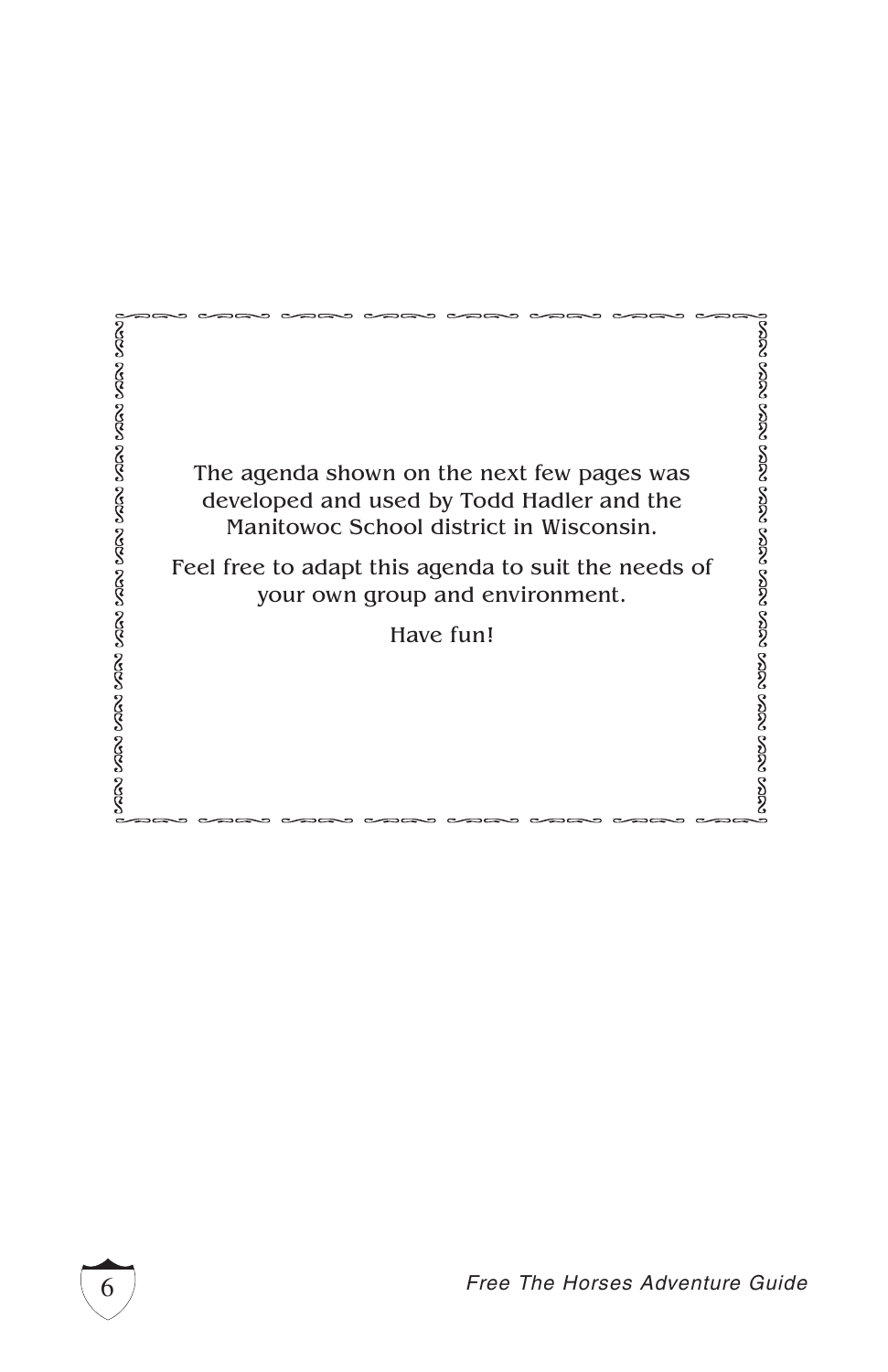The agenda shown on the next few pages was developed and used by Todd Hadler and the Manitowoc School district in Wisconsin.

Feel free to adapt this agenda to suit the needs of your own group and environment.

Have fun!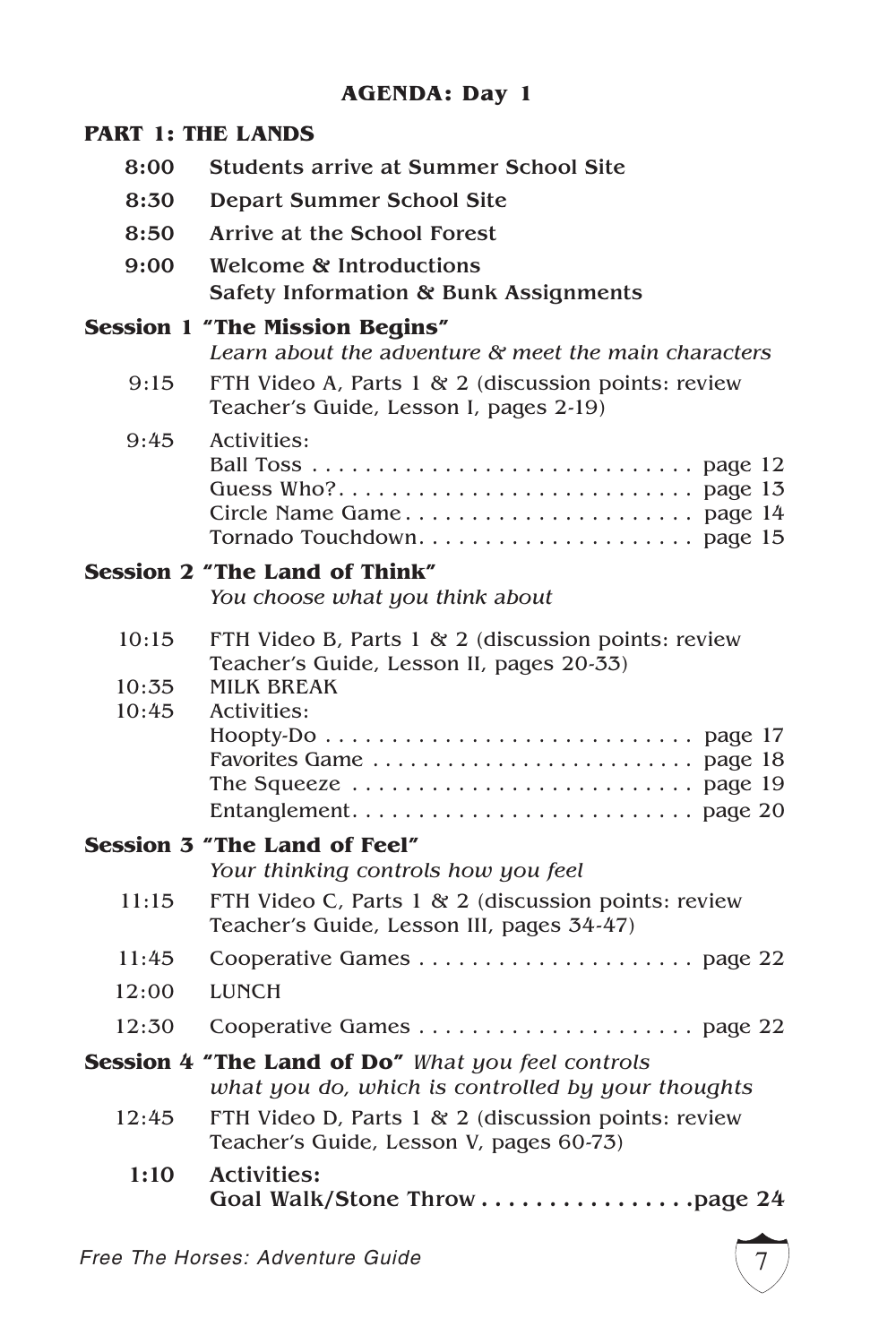# AGENDA: Day 1

## PART 1: THE LANDS

**8:00** **Students arrive at Summer School Site**

**8:30** **Depart Summer School Site**

**8:50** **Arrive at the School Forest**

**9:00** **Welcome & Introductions**
**Safety Information & Bunk Assignments**

### Session 1 "The Mission Begins"

*Learn about the adventure & meet the main characters*

9:15 FTH Video A, Parts 1 & 2 (discussion points: review Teacher's Guide, Lesson I, pages 2-19)

9:45 Activities:
- Ball Toss . . . . . . . . . . . . . . . . . . . . . . . . . . . . . page 12
- Guess Who? . . . . . . . . . . . . . . . . . . . . . . . . . . page 13
- Circle Name Game . . . . . . . . . . . . . . . . . . . . . . page 14
- Tornado Touchdown . . . . . . . . . . . . . . . . . . . . . page 15

### Session 2 "The Land of Think"

*You choose what you think about*

10:15 FTH Video B, Parts 1 & 2 (discussion points: review Teacher's Guide, Lesson II, pages 20-33)

10:35 MILK BREAK

10:45 Activities:
- Hoopty-Do . . . . . . . . . . . . . . . . . . . . . . . . . . . . page 17
- Favorites Game . . . . . . . . . . . . . . . . . . . . . . . . . page 18
- The Squeeze . . . . . . . . . . . . . . . . . . . . . . . . . . page 19
- Entanglement . . . . . . . . . . . . . . . . . . . . . . . . . . page 20

### Session 3 "The Land of Feel"

*Your thinking controls how you feel*

11:15 FTH Video C, Parts 1 & 2 (discussion points: review Teacher's Guide, Lesson III, pages 34-47)

11:45 Cooperative Games . . . . . . . . . . . . . . . . . . . . page 22

12:00 LUNCH

12:30 Cooperative Games . . . . . . . . . . . . . . . . . . . . page 22

### Session 4 "The Land of Do" *What you feel controls what you do, which is controlled by your thoughts*

12:45 FTH Video D, Parts 1 & 2 (discussion points: review Teacher's Guide, Lesson V, pages 60-73)

**1:10** **Activities:**
**Goal Walk/Stone Throw . . . . . . . . . . . . . . . . page 24**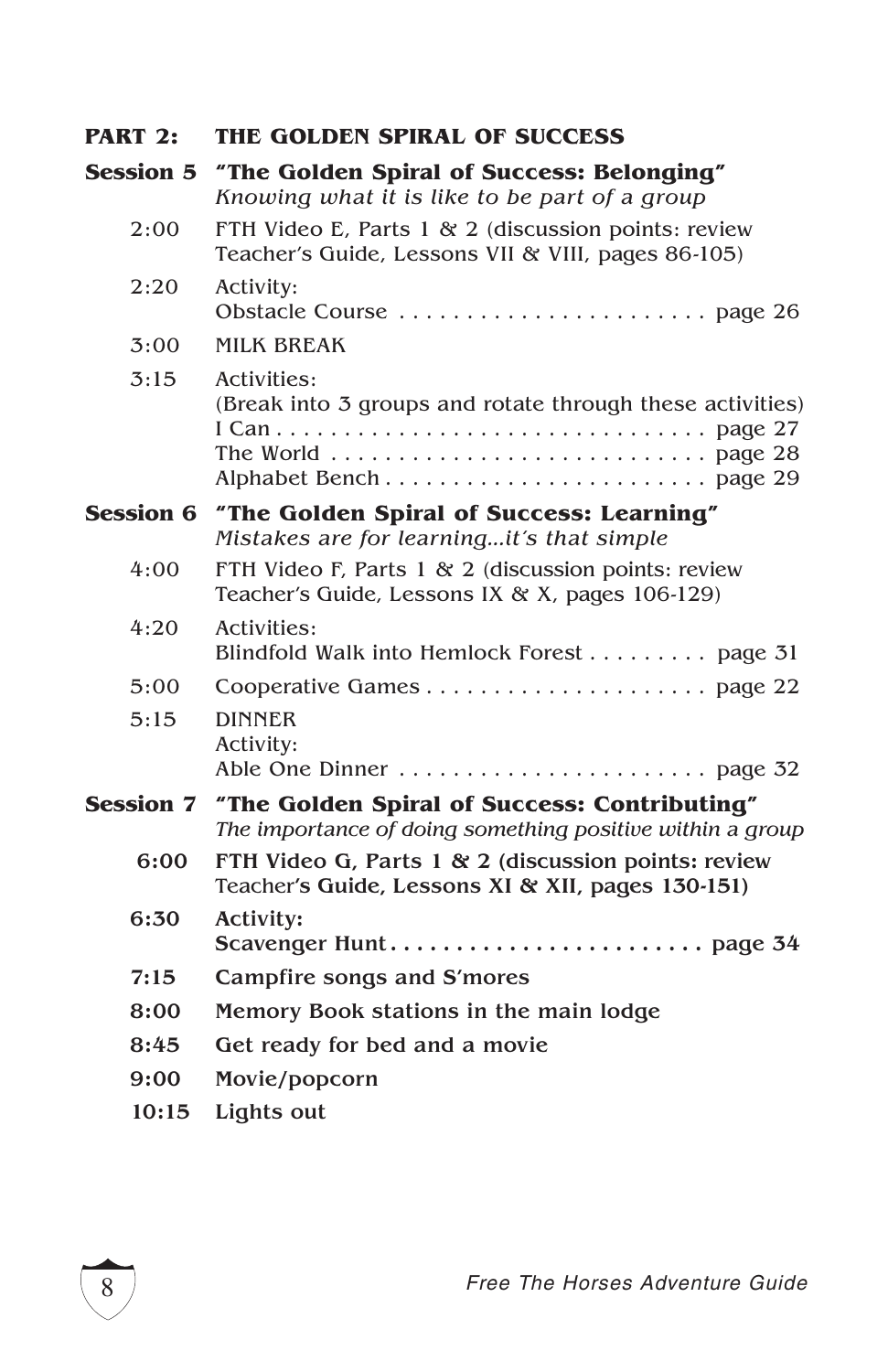## PART 2: THE GOLDEN SPIRAL OF SUCCESS

### Session 5 "The Golden Spiral of Success: Belonging"

*Knowing what it is like to be part of a group*

**2:00** FTH Video E, Parts 1 & 2 (discussion points: review Teacher's Guide, Lessons VII & VIII, pages 86-105)

**2:20** Activity:
Obstacle Course . . . . . . . . . . . . . . . . . . . . . . . page 26

**3:00** MILK BREAK

**3:15** Activities:
(Break into 3 groups and rotate through these activities)
I Can . . . . . . . . . . . . . . . . . . . . . . . . . . . . . . . . page 27
The World . . . . . . . . . . . . . . . . . . . . . . . . . . . page 28
Alphabet Bench . . . . . . . . . . . . . . . . . . . . . . . page 29

### Session 6 "The Golden Spiral of Success: Learning"

*Mistakes are for learning...it's that simple*

**4:00** FTH Video F, Parts 1 & 2 (discussion points: review Teacher's Guide, Lessons IX & X, pages 106-129)

**4:20** Activities:
Blindfold Walk into Hemlock Forest . . . . . . . . . page 31

**5:00** Cooperative Games . . . . . . . . . . . . . . . . . . . . . page 22

**5:15** DINNER
Activity:
Able One Dinner . . . . . . . . . . . . . . . . . . . . . . . page 32

### Session 7 "The Golden Spiral of Success: Contributing"

*The importance of doing something positive within a group*

**6:00** **FTH Video G, Parts 1 & 2 (discussion points: review Teacher's Guide, Lessons XI & XII, pages 130-151)**

**6:30** **Activity:**
**Scavenger Hunt . . . . . . . . . . . . . . . . . . . . . . . . page 34**

**7:15** **Campfire songs and S'mores**

**8:00** **Memory Book stations in the main lodge**

**8:45** **Get ready for bed and a movie**

**9:00** **Movie/popcorn**

**10:15** **Lights out**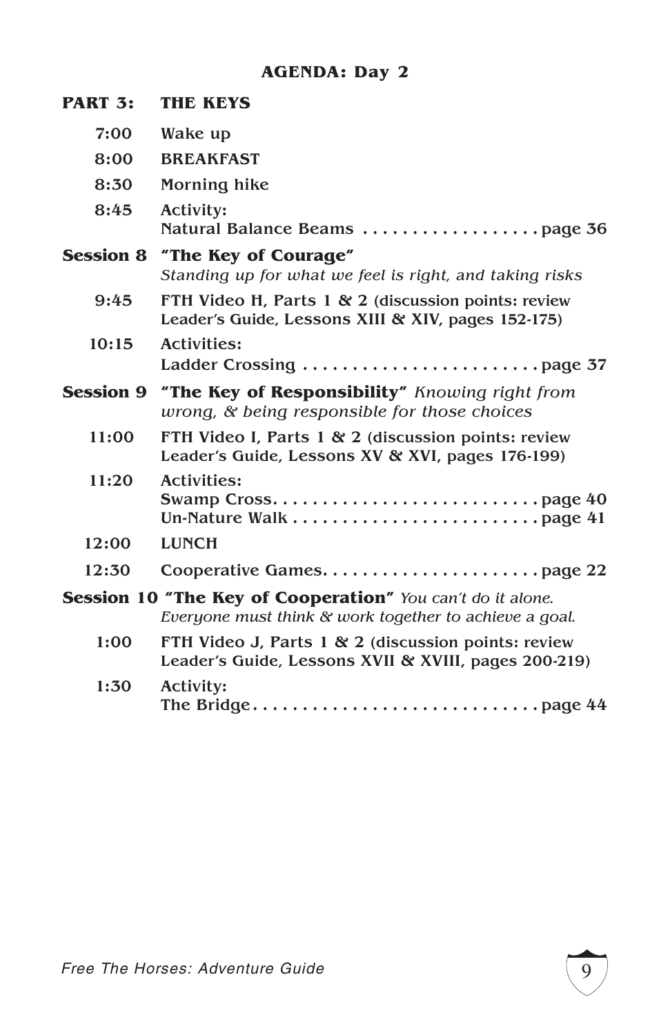## AGENDA: Day 2

**PART 3: THE KEYS**

| | |
|---|---|
| 7:00 | Wake up |
| 8:00 | BREAKFAST |
| 8:30 | Morning hike |
| 8:45 | Activity: Natural Balance Beams . . . . . . . . . . . . . . . . . . page 36 |

**Session 8 "The Key of Courage"** *Standing up for what we feel is right, and taking risks*

| | |
|---|---|
| 9:45 | FTH Video H, Parts 1 & 2 (discussion points: review Leader's Guide, Lessons XIII & XIV, pages 152-175) |
| 10:15 | Activities: Ladder Crossing . . . . . . . . . . . . . . . . . . . . . . . . page 37 |

**Session 9 "The Key of Responsibility"** *Knowing right from wrong, & being responsible for those choices*

| | |
|---|---|
| 11:00 | FTH Video I, Parts 1 & 2 (discussion points: review Leader's Guide, Lessons XV & XVI, pages 176-199) |
| 11:20 | Activities: Swamp Cross. . . . . . . . . . . . . . . . . . . . . . . . . . page 40<br>Un-Nature Walk . . . . . . . . . . . . . . . . . . . . . . . . . page 41 |
| 12:00 | LUNCH |
| 12:30 | Cooperative Games. . . . . . . . . . . . . . . . . . . . . . page 22 |

**Session 10 "The Key of Cooperation"** *You can't do it alone. Everyone must think & work together to achieve a goal.*

| | |
|---|---|
| 1:00 | FTH Video J, Parts 1 & 2 (discussion points: review Leader's Guide, Lessons XVII & XVIII, pages 200-219) |
| 1:30 | Activity: The Bridge. . . . . . . . . . . . . . . . . . . . . . . . . . . . page 44 |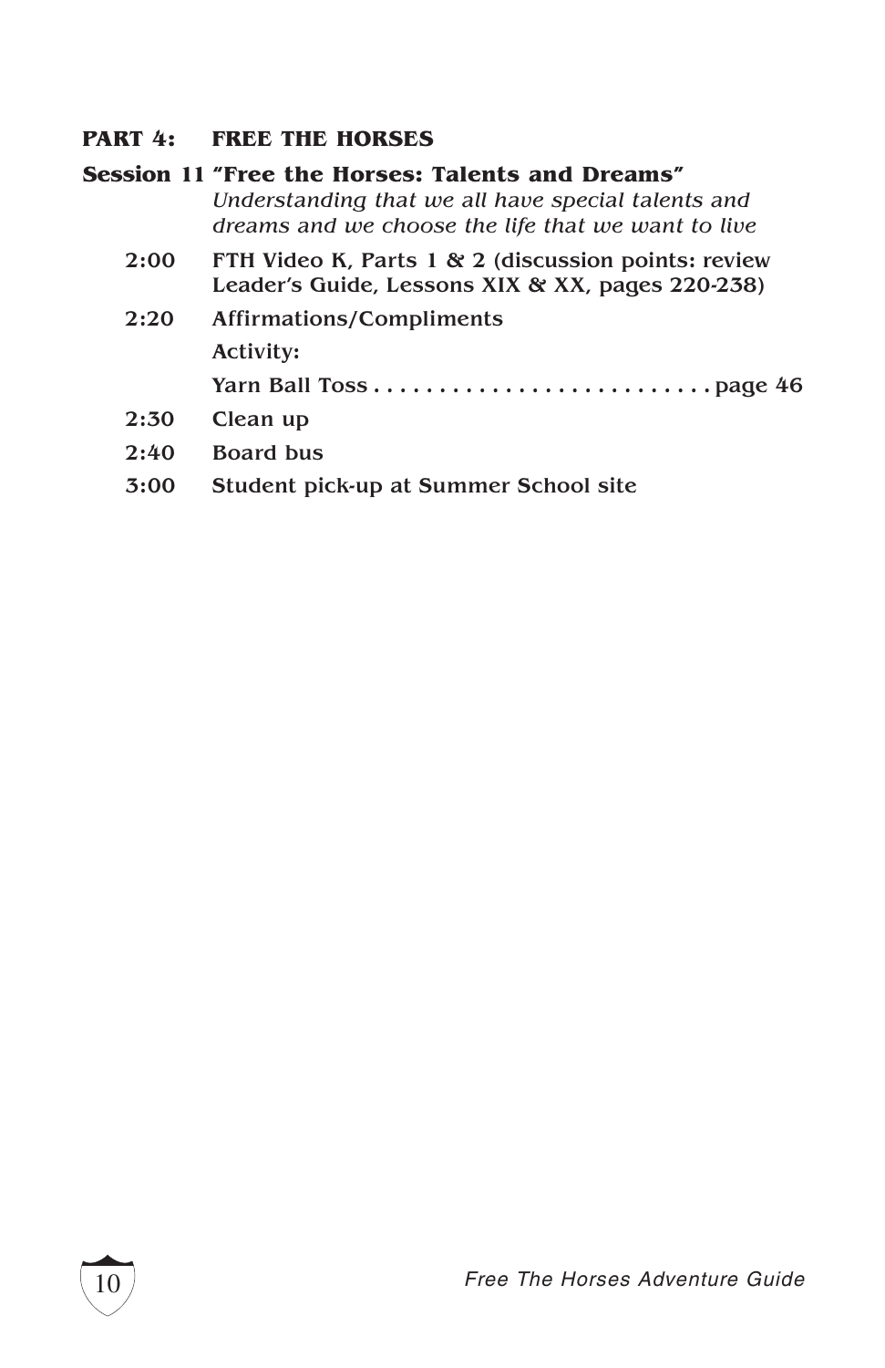**PART 4: FREE THE HORSES**

**Session 11 "Free the Horses: Talents and Dreams"**
*Understanding that we all have special talents and dreams and we choose the life that we want to live*

**2:00** FTH Video K, Parts 1 & 2 (discussion points: review Leader's Guide, Lessons XIX & XX, pages 220-238)

**2:20** Affirmations/Compliments

Activity:

Yarn Ball Toss . . . . . . . . . . . . . . . . . . . . . . . . . . page 46

**2:30** Clean up

**2:40** Board bus

**3:00** Student pick-up at Summer School site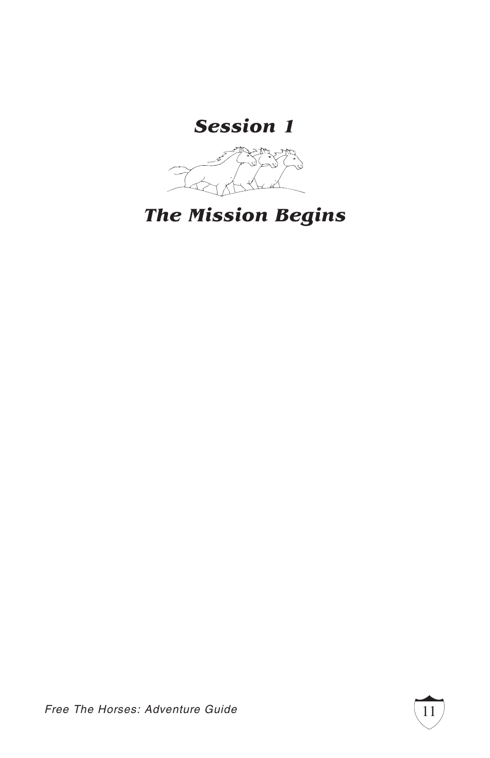# *Session 1*

# *The Mission Begins*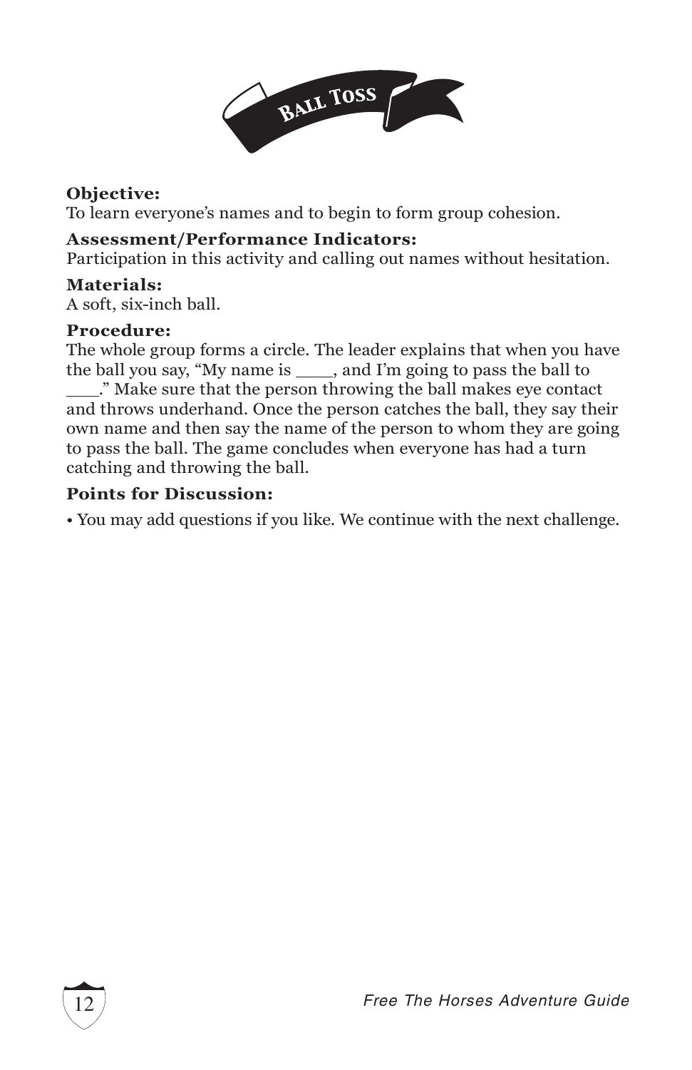# Ball Toss

**Objective:**
To learn everyone's names and to begin to form group cohesion.

**Assessment/Performance Indicators:**
Participation in this activity and calling out names without hesitation.

**Materials:**
A soft, six-inch ball.

**Procedure:**
The whole group forms a circle. The leader explains that when you have the ball you say, "My name is ____, and I'm going to pass the ball to ____." Make sure that the person throwing the ball makes eye contact and throws underhand. Once the person catches the ball, they say their own name and then say the name of the person to whom they are going to pass the ball. The game concludes when everyone has had a turn catching and throwing the ball.

**Points for Discussion:**

- You may add questions if you like. We continue with the next challenge.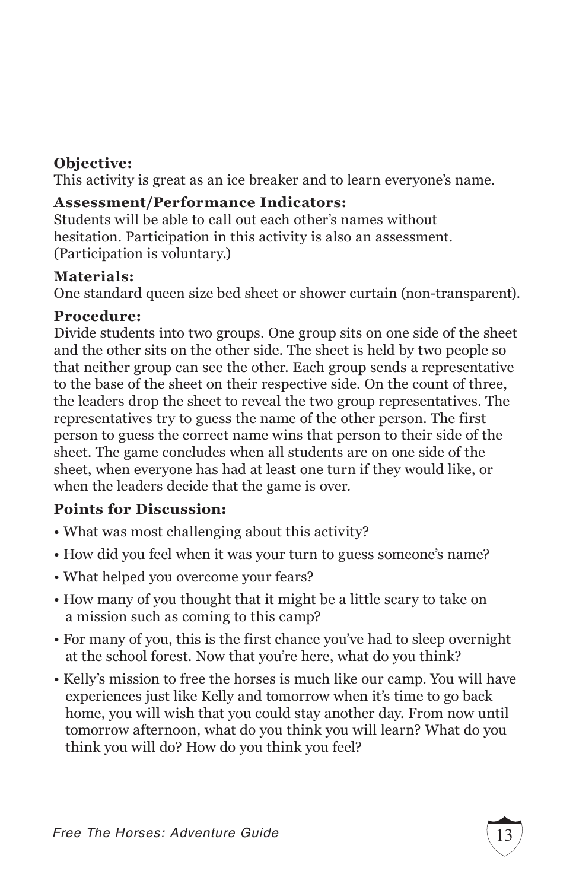**Objective:**
This activity is great as an ice breaker and to learn everyone's name.

**Assessment/Performance Indicators:**
Students will be able to call out each other's names without hesitation. Participation in this activity is also an assessment. (Participation is voluntary.)

**Materials:**
One standard queen size bed sheet or shower curtain (non-transparent).

**Procedure:**
Divide students into two groups. One group sits on one side of the sheet and the other sits on the other side. The sheet is held by two people so that neither group can see the other. Each group sends a representative to the base of the sheet on their respective side. On the count of three, the leaders drop the sheet to reveal the two group representatives. The representatives try to guess the name of the other person. The first person to guess the correct name wins that person to their side of the sheet. The game concludes when all students are on one side of the sheet, when everyone has had at least one turn if they would like, or when the leaders decide that the game is over.

**Points for Discussion:**

- What was most challenging about this activity?
- How did you feel when it was your turn to guess someone's name?
- What helped you overcome your fears?
- How many of you thought that it might be a little scary to take on a mission such as coming to this camp?
- For many of you, this is the first chance you've had to sleep overnight at the school forest. Now that you're here, what do you think?
- Kelly's mission to free the horses is much like our camp. You will have experiences just like Kelly and tomorrow when it's time to go back home, you will wish that you could stay another day. From now until tomorrow afternoon, what do you think you will learn? What do you think you will do? How do you think you feel?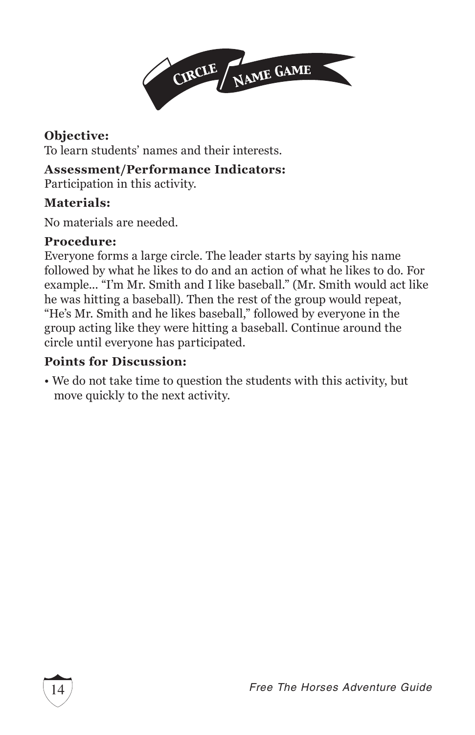# Circle Name Game

**Objective:**
To learn students' names and their interests.

**Assessment/Performance Indicators:**
Participation in this activity.

**Materials:**

No materials are needed.

**Procedure:**
Everyone forms a large circle. The leader starts by saying his name followed by what he likes to do and an action of what he likes to do. For example... "I'm Mr. Smith and I like baseball." (Mr. Smith would act like he was hitting a baseball). Then the rest of the group would repeat, "He's Mr. Smith and he likes baseball," followed by everyone in the group acting like they were hitting a baseball. Continue around the circle until everyone has participated.

**Points for Discussion:**

- We do not take time to question the students with this activity, but move quickly to the next activity.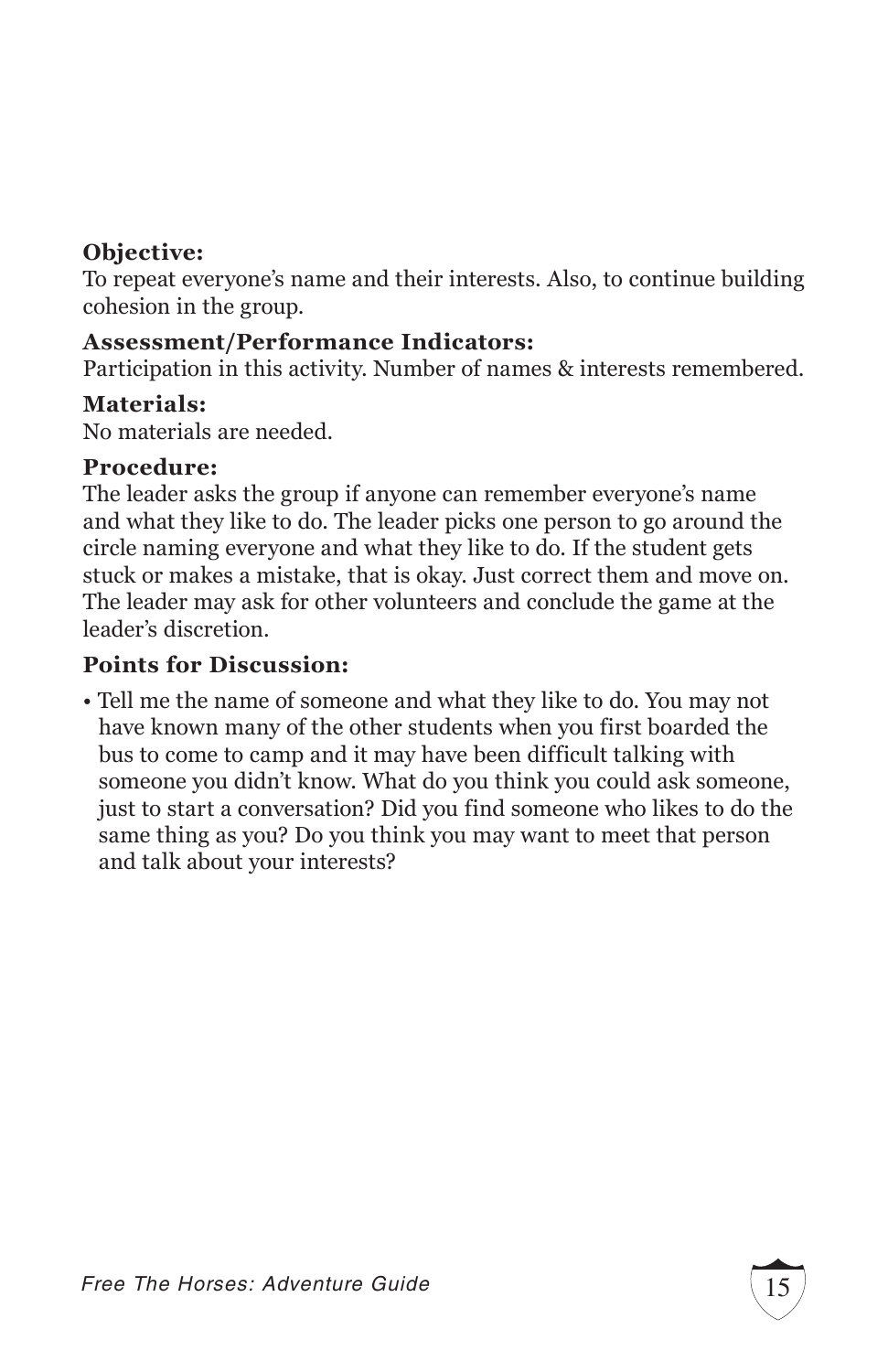**Objective:**
To repeat everyone's name and their interests. Also, to continue building cohesion in the group.

**Assessment/Performance Indicators:**
Participation in this activity. Number of names & interests remembered.

**Materials:**
No materials are needed.

**Procedure:**
The leader asks the group if anyone can remember everyone's name and what they like to do. The leader picks one person to go around the circle naming everyone and what they like to do. If the student gets stuck or makes a mistake, that is okay. Just correct them and move on. The leader may ask for other volunteers and conclude the game at the leader's discretion.

**Points for Discussion:**

- Tell me the name of someone and what they like to do. You may not have known many of the other students when you first boarded the bus to come to camp and it may have been difficult talking with someone you didn't know. What do you think you could ask someone, just to start a conversation? Did you find someone who likes to do the same thing as you? Do you think you may want to meet that person and talk about your interests?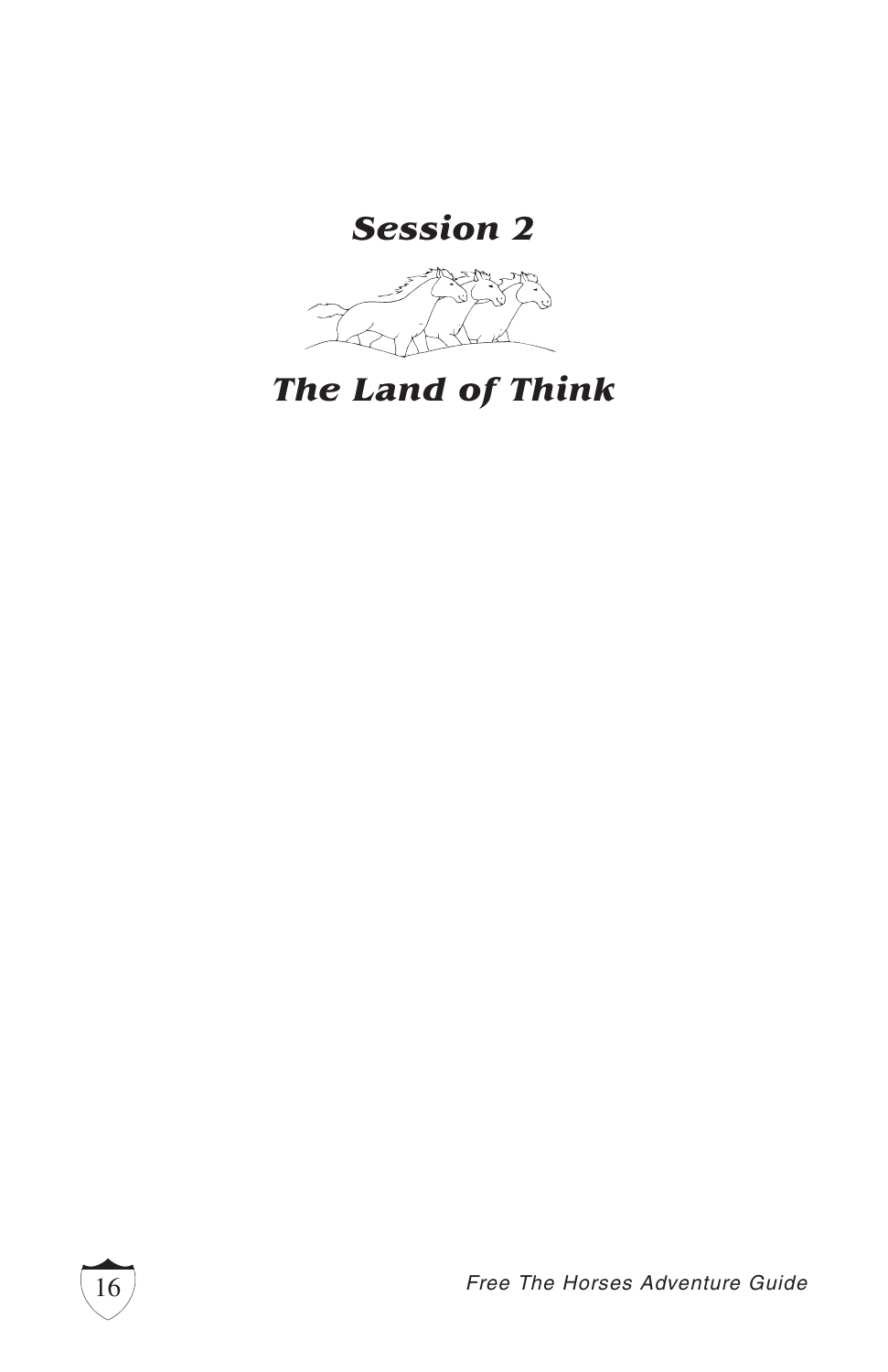# *Session 2*

# *The Land of Think*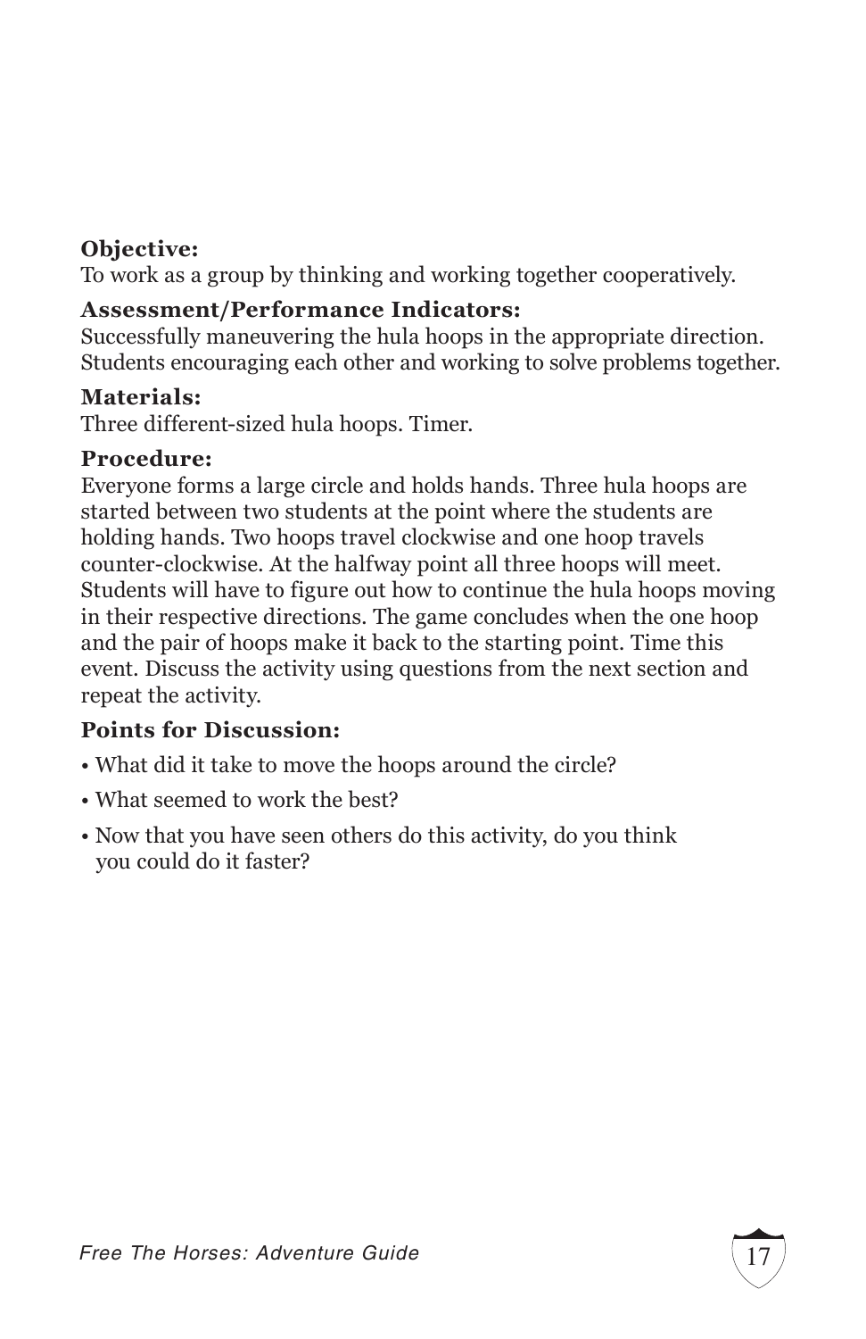**Objective:**
To work as a group by thinking and working together cooperatively.

**Assessment/Performance Indicators:**
Successfully maneuvering the hula hoops in the appropriate direction. Students encouraging each other and working to solve problems together.

**Materials:**
Three different-sized hula hoops. Timer.

**Procedure:**
Everyone forms a large circle and holds hands. Three hula hoops are started between two students at the point where the students are holding hands. Two hoops travel clockwise and one hoop travels counter-clockwise. At the halfway point all three hoops will meet. Students will have to figure out how to continue the hula hoops moving in their respective directions. The game concludes when the one hoop and the pair of hoops make it back to the starting point. Time this event. Discuss the activity using questions from the next section and repeat the activity.

**Points for Discussion:**

- What did it take to move the hoops around the circle?
- What seemed to work the best?
- Now that you have seen others do this activity, do you think you could do it faster?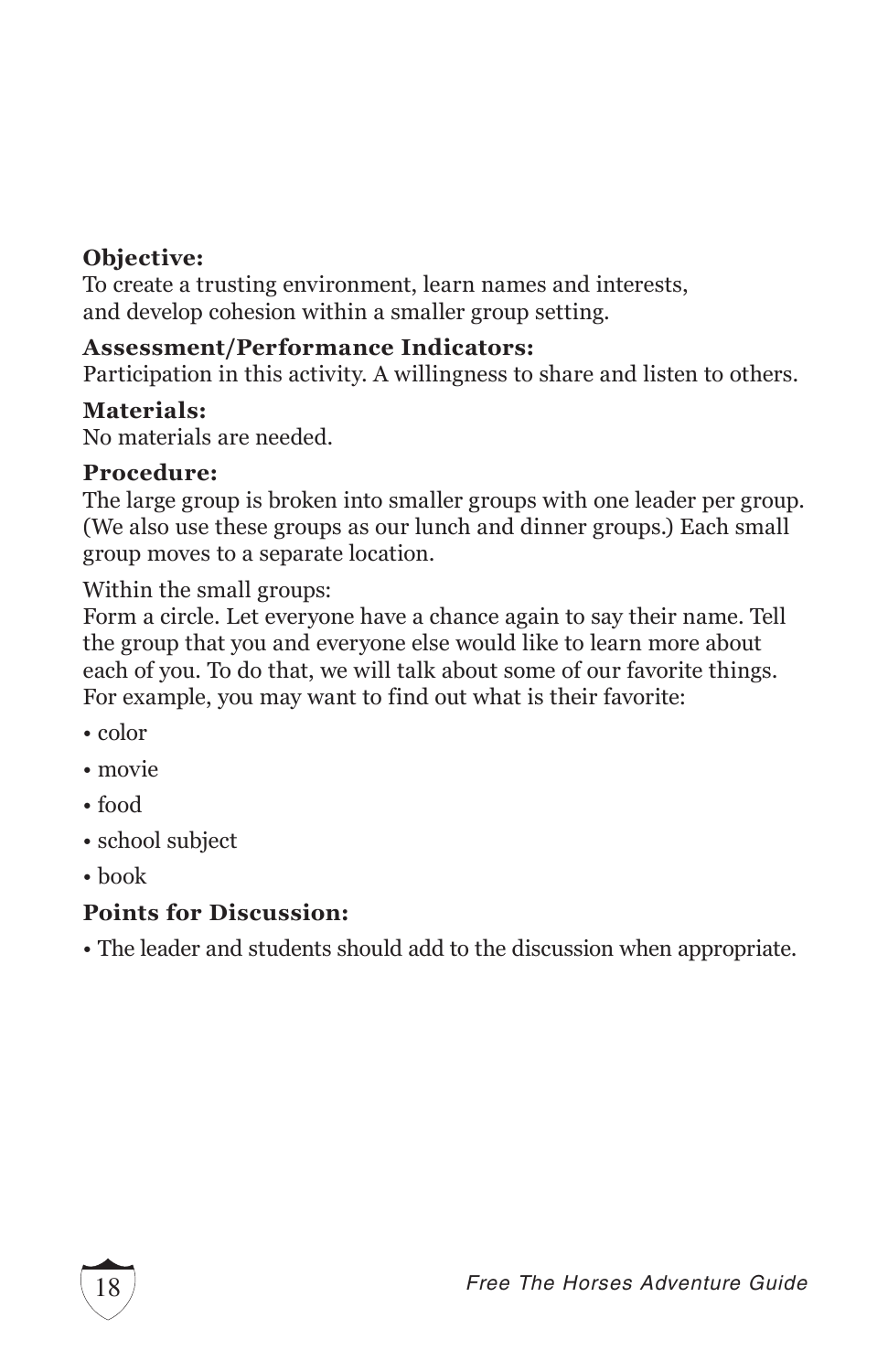**Objective:**
To create a trusting environment, learn names and interests, and develop cohesion within a smaller group setting.

**Assessment/Performance Indicators:**
Participation in this activity. A willingness to share and listen to others.

**Materials:**
No materials are needed.

**Procedure:**
The large group is broken into smaller groups with one leader per group. (We also use these groups as our lunch and dinner groups.) Each small group moves to a separate location.

Within the small groups:
Form a circle. Let everyone have a chance again to say their name. Tell the group that you and everyone else would like to learn more about each of you. To do that, we will talk about some of our favorite things. For example, you may want to find out what is their favorite:

- color
- movie
- food
- school subject
- book

**Points for Discussion:**

- The leader and students should add to the discussion when appropriate.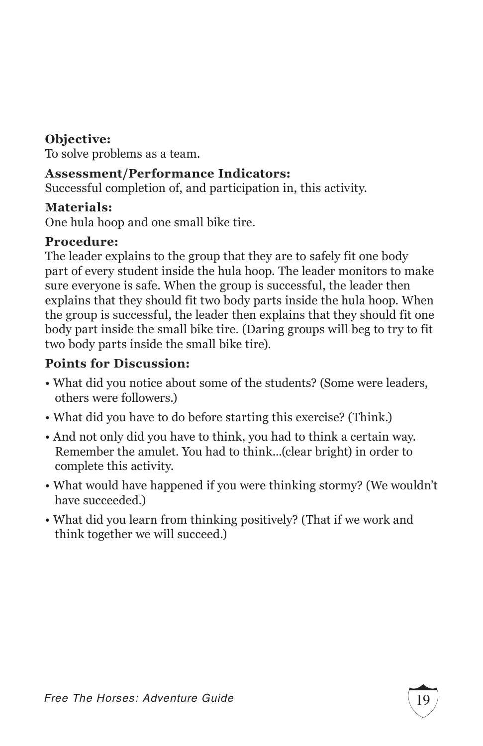**Objective:**
To solve problems as a team.

**Assessment/Performance Indicators:**
Successful completion of, and participation in, this activity.

**Materials:**
One hula hoop and one small bike tire.

**Procedure:**
The leader explains to the group that they are to safely fit one body part of every student inside the hula hoop. The leader monitors to make sure everyone is safe. When the group is successful, the leader then explains that they should fit two body parts inside the hula hoop. When the group is successful, the leader then explains that they should fit one body part inside the small bike tire. (Daring groups will beg to try to fit two body parts inside the small bike tire).

**Points for Discussion:**

- What did you notice about some of the students? (Some were leaders, others were followers.)
- What did you have to do before starting this exercise? (Think.)
- And not only did you have to think, you had to think a certain way. Remember the amulet. You had to think...(clear bright) in order to complete this activity.
- What would have happened if you were thinking stormy? (We wouldn't have succeeded.)
- What did you learn from thinking positively? (That if we work and think together we will succeed.)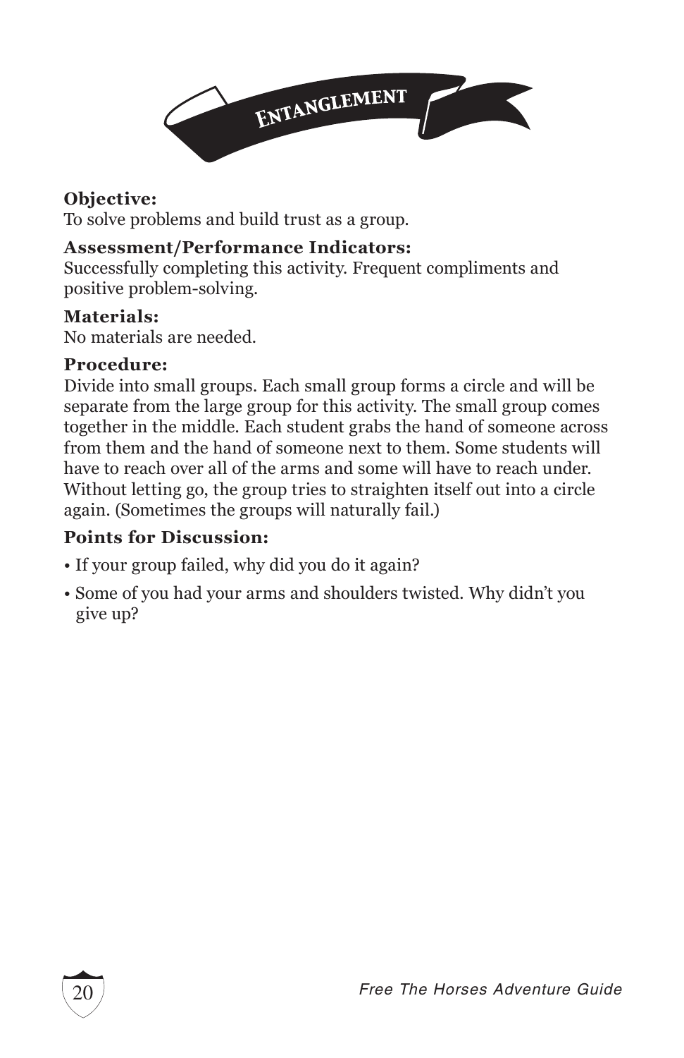# Entanglement

**Objective:**
To solve problems and build trust as a group.

**Assessment/Performance Indicators:**
Successfully completing this activity. Frequent compliments and positive problem-solving.

**Materials:**
No materials are needed.

**Procedure:**
Divide into small groups. Each small group forms a circle and will be separate from the large group for this activity. The small group comes together in the middle. Each student grabs the hand of someone across from them and the hand of someone next to them. Some students will have to reach over all of the arms and some will have to reach under. Without letting go, the group tries to straighten itself out into a circle again. (Sometimes the groups will naturally fail.)

**Points for Discussion:**

- If your group failed, why did you do it again?
- Some of you had your arms and shoulders twisted. Why didn't you give up?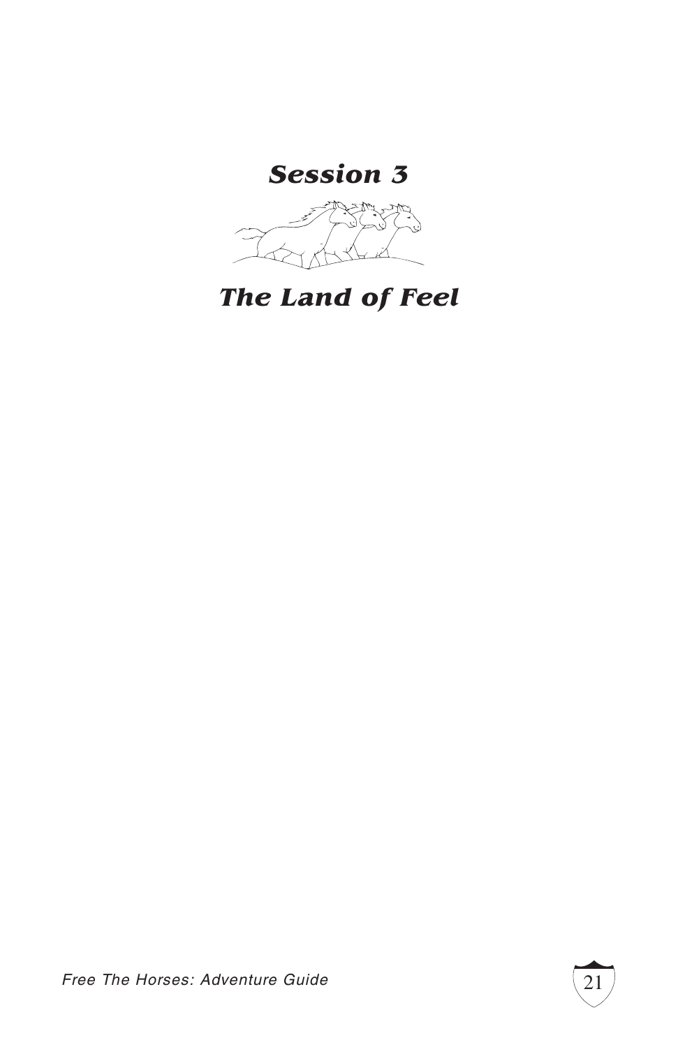# *Session 3*

# *The Land of Feel*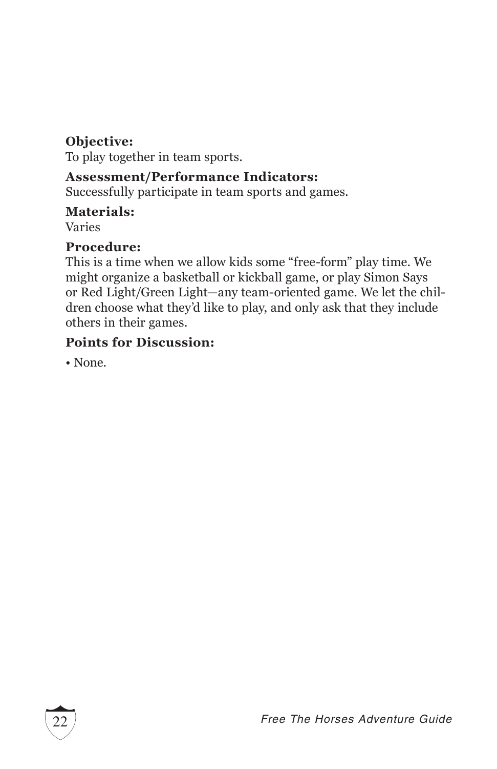**Objective:**
To play together in team sports.

**Assessment/Performance Indicators:**
Successfully participate in team sports and games.

**Materials:**
Varies

**Procedure:**
This is a time when we allow kids some "free-form" play time. We might organize a basketball or kickball game, or play Simon Says or Red Light/Green Light—any team-oriented game. We let the children choose what they'd like to play, and only ask that they include others in their games.

**Points for Discussion:**

- None.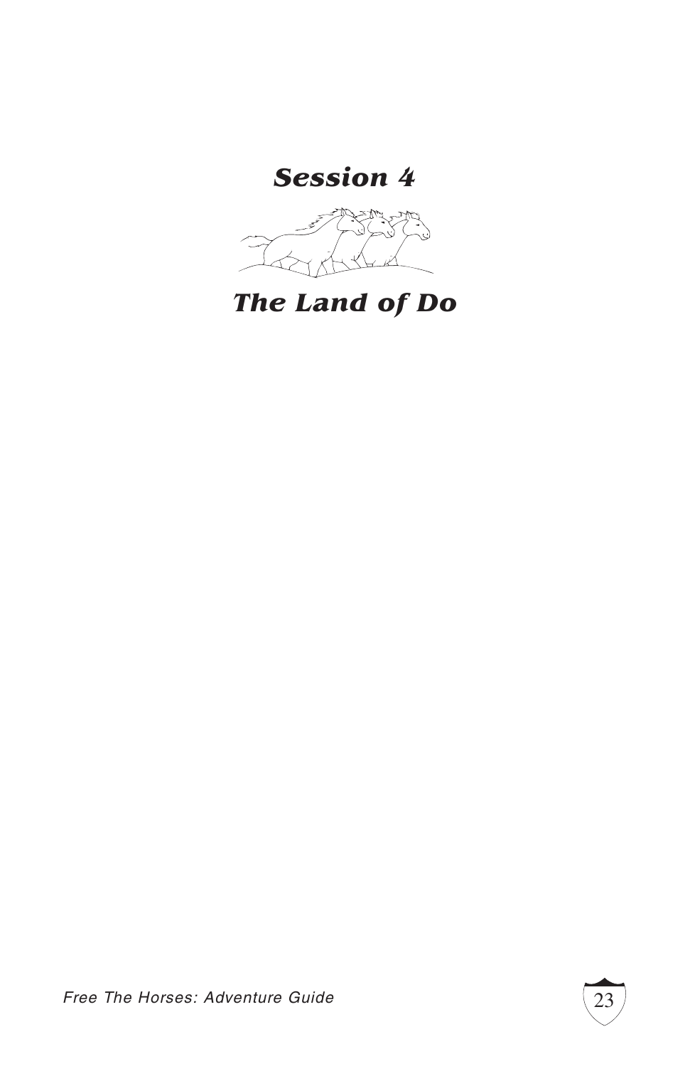# *Session 4*

# *The Land of Do*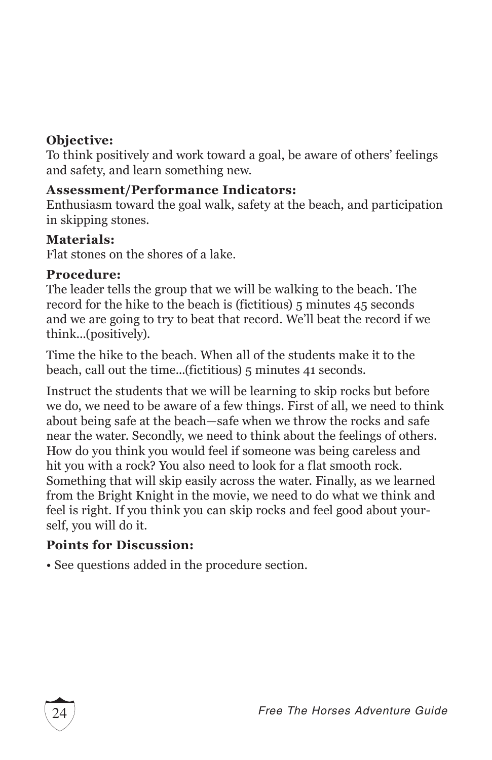**Objective:**
To think positively and work toward a goal, be aware of others' feelings and safety, and learn something new.

**Assessment/Performance Indicators:**
Enthusiasm toward the goal walk, safety at the beach, and participation in skipping stones.

**Materials:**
Flat stones on the shores of a lake.

**Procedure:**
The leader tells the group that we will be walking to the beach. The record for the hike to the beach is (fictitious) 5 minutes 45 seconds and we are going to try to beat that record. We'll beat the record if we think...(positively).

Time the hike to the beach. When all of the students make it to the beach, call out the time...(fictitious) 5 minutes 41 seconds.

Instruct the students that we will be learning to skip rocks but before we do, we need to be aware of a few things. First of all, we need to think about being safe at the beach—safe when we throw the rocks and safe near the water. Secondly, we need to think about the feelings of others. How do you think you would feel if someone was being careless and hit you with a rock? You also need to look for a flat smooth rock. Something that will skip easily across the water. Finally, as we learned from the Bright Knight in the movie, we need to do what we think and feel is right. If you think you can skip rocks and feel good about yourself, you will do it.

**Points for Discussion:**

- See questions added in the procedure section.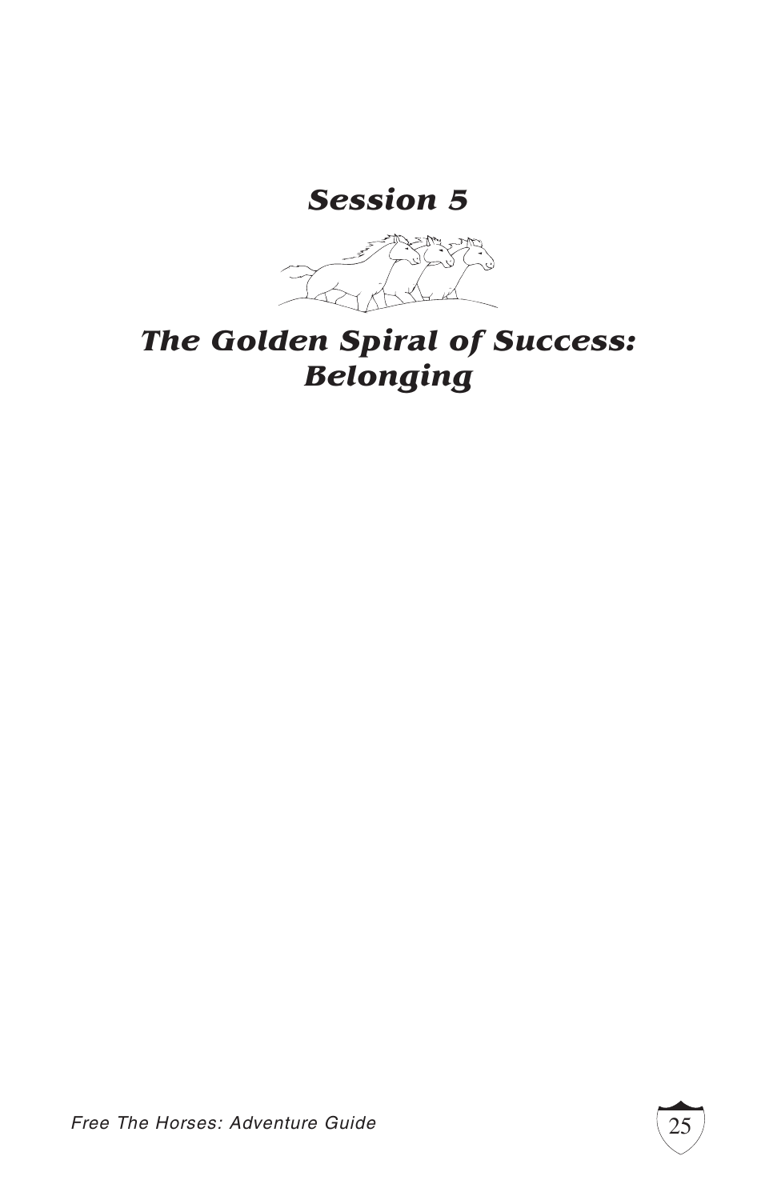# *Session 5*

# *The Golden Spiral of Success: Belonging*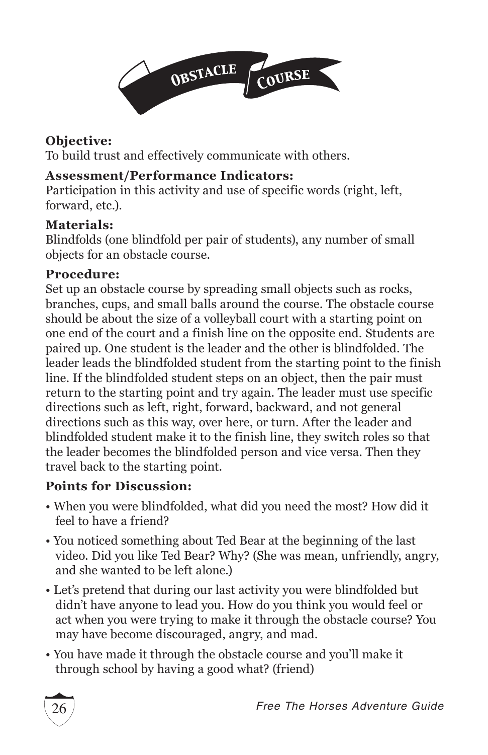# Obstacle Course

**Objective:**
To build trust and effectively communicate with others.

**Assessment/Performance Indicators:**
Participation in this activity and use of specific words (right, left, forward, etc.).

**Materials:**
Blindfolds (one blindfold per pair of students), any number of small objects for an obstacle course.

**Procedure:**
Set up an obstacle course by spreading small objects such as rocks, branches, cups, and small balls around the course. The obstacle course should be about the size of a volleyball court with a starting point on one end of the court and a finish line on the opposite end. Students are paired up. One student is the leader and the other is blindfolded. The leader leads the blindfolded student from the starting point to the finish line. If the blindfolded student steps on an object, then the pair must return to the starting point and try again. The leader must use specific directions such as left, right, forward, backward, and not general directions such as this way, over here, or turn. After the leader and blindfolded student make it to the finish line, they switch roles so that the leader becomes the blindfolded person and vice versa. Then they travel back to the starting point.

**Points for Discussion:**

- When you were blindfolded, what did you need the most? How did it feel to have a friend?
- You noticed something about Ted Bear at the beginning of the last video. Did you like Ted Bear? Why? (She was mean, unfriendly, angry, and she wanted to be left alone.)
- Let's pretend that during our last activity you were blindfolded but didn't have anyone to lead you. How do you think you would feel or act when you were trying to make it through the obstacle course? You may have become discouraged, angry, and mad.
- You have made it through the obstacle course and you'll make it through school by having a good what? (friend)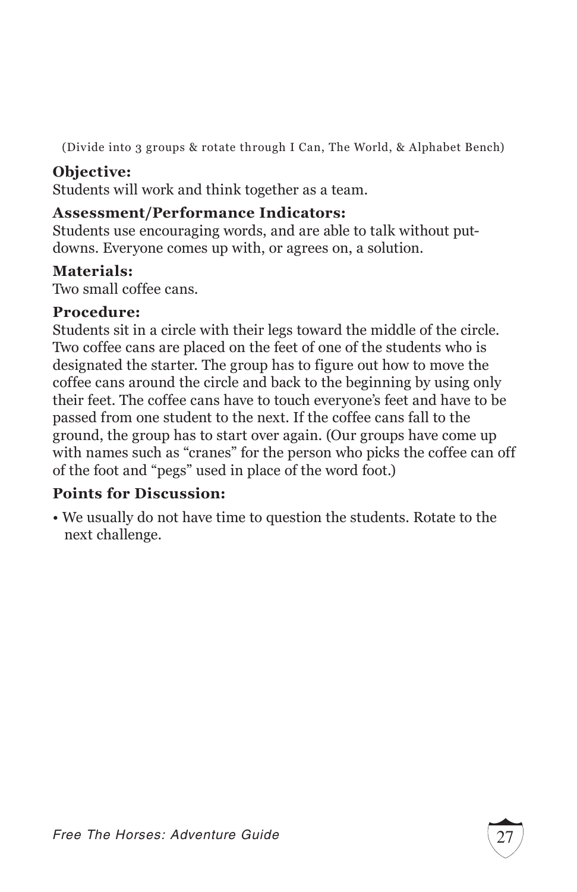(Divide into 3 groups & rotate through I Can, The World, & Alphabet Bench)

**Objective:**
Students will work and think together as a team.

**Assessment/Performance Indicators:**
Students use encouraging words, and are able to talk without put-downs. Everyone comes up with, or agrees on, a solution.

**Materials:**
Two small coffee cans.

**Procedure:**
Students sit in a circle with their legs toward the middle of the circle. Two coffee cans are placed on the feet of one of the students who is designated the starter. The group has to figure out how to move the coffee cans around the circle and back to the beginning by using only their feet. The coffee cans have to touch everyone's feet and have to be passed from one student to the next. If the coffee cans fall to the ground, the group has to start over again. (Our groups have come up with names such as "cranes" for the person who picks the coffee can off of the foot and "pegs" used in place of the word foot.)

**Points for Discussion:**

- We usually do not have time to question the students. Rotate to the next challenge.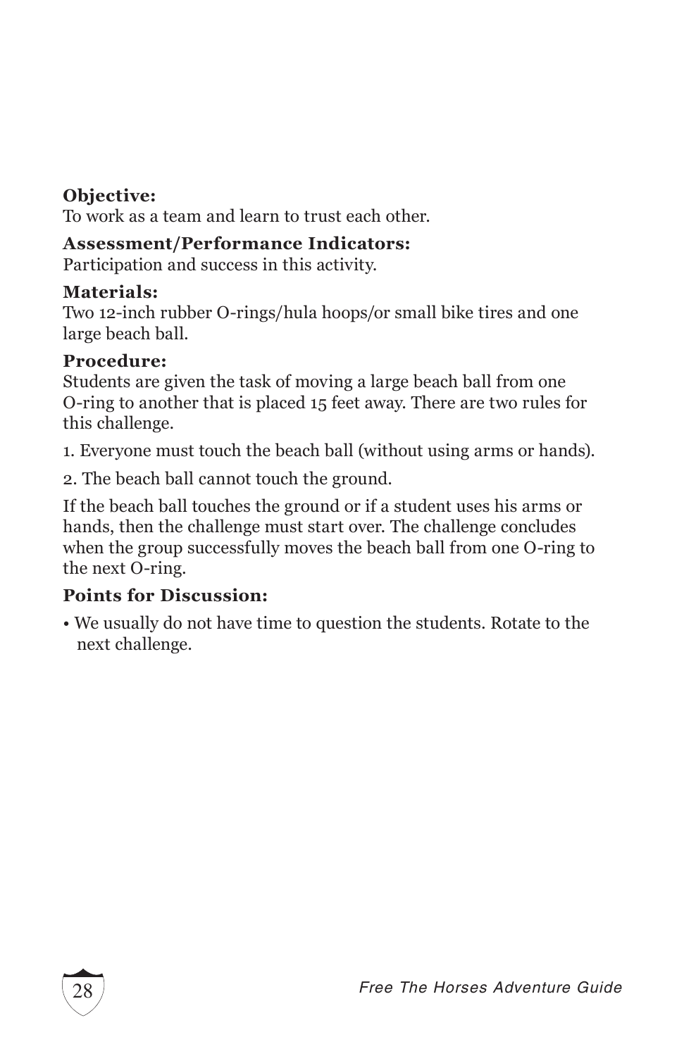**Objective:**
To work as a team and learn to trust each other.

**Assessment/Performance Indicators:**
Participation and success in this activity.

**Materials:**
Two 12-inch rubber O-rings/hula hoops/or small bike tires and one large beach ball.

**Procedure:**
Students are given the task of moving a large beach ball from one O-ring to another that is placed 15 feet away. There are two rules for this challenge.

1. Everyone must touch the beach ball (without using arms or hands).

2. The beach ball cannot touch the ground.

If the beach ball touches the ground or if a student uses his arms or hands, then the challenge must start over. The challenge concludes when the group successfully moves the beach ball from one O-ring to the next O-ring.

**Points for Discussion:**

- We usually do not have time to question the students. Rotate to the next challenge.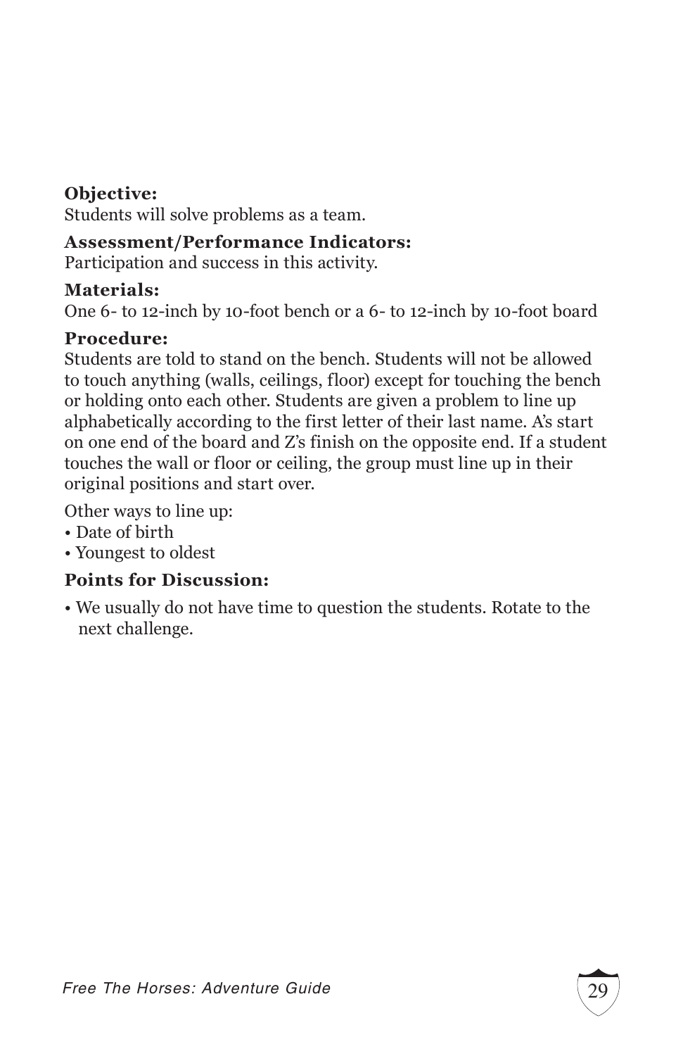**Objective:**
Students will solve problems as a team.

**Assessment/Performance Indicators:**
Participation and success in this activity.

**Materials:**
One 6- to 12-inch by 10-foot bench or a 6- to 12-inch by 10-foot board

**Procedure:**
Students are told to stand on the bench. Students will not be allowed to touch anything (walls, ceilings, floor) except for touching the bench or holding onto each other. Students are given a problem to line up alphabetically according to the first letter of their last name. A's start on one end of the board and Z's finish on the opposite end. If a student touches the wall or floor or ceiling, the group must line up in their original positions and start over.

Other ways to line up:
- Date of birth
- Youngest to oldest

**Points for Discussion:**

- We usually do not have time to question the students. Rotate to the next challenge.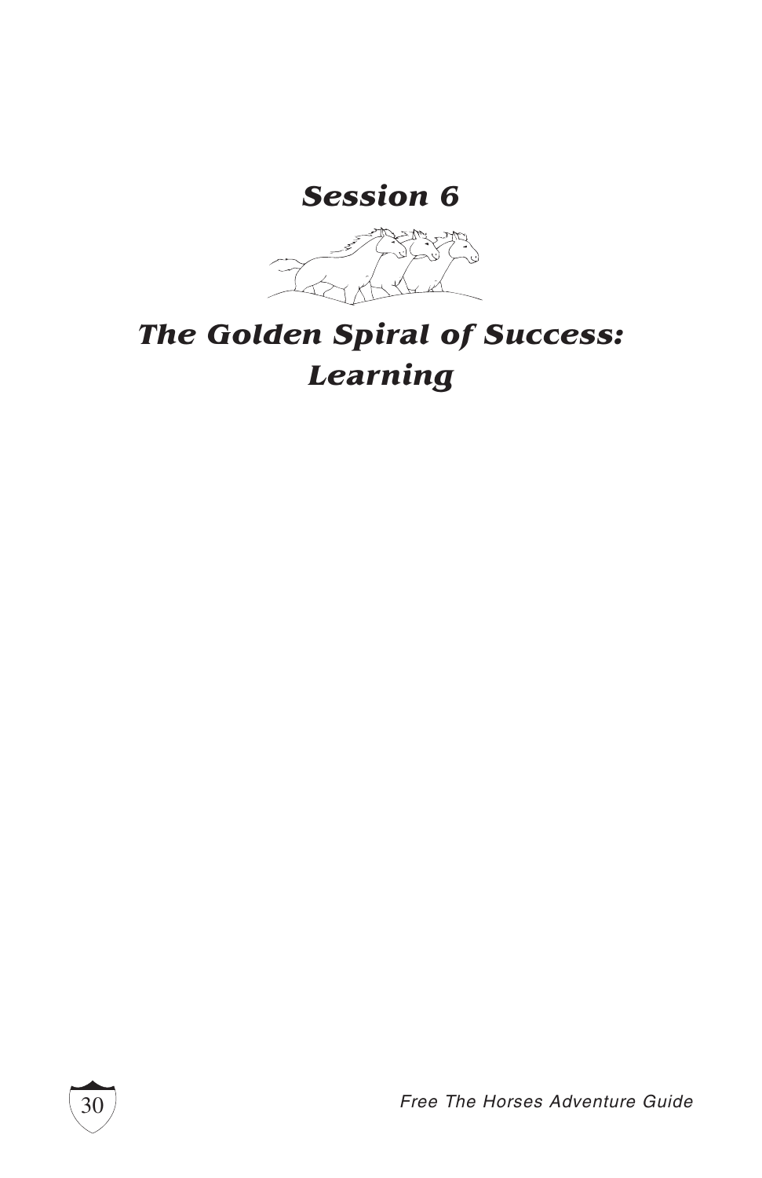# *Session 6*

# *The Golden Spiral of Success: Learning*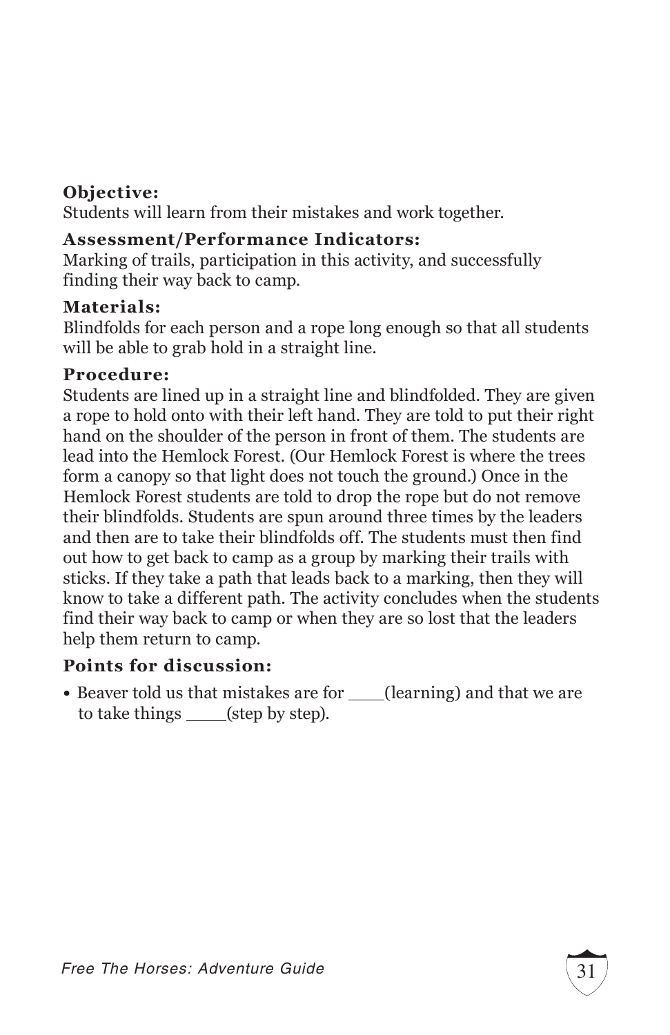**Objective:**
Students will learn from their mistakes and work together.

**Assessment/Performance Indicators:**
Marking of trails, participation in this activity, and successfully finding their way back to camp.

**Materials:**
Blindfolds for each person and a rope long enough so that all students will be able to grab hold in a straight line.

**Procedure:**
Students are lined up in a straight line and blindfolded. They are given a rope to hold onto with their left hand. They are told to put their right hand on the shoulder of the person in front of them. The students are lead into the Hemlock Forest. (Our Hemlock Forest is where the trees form a canopy so that light does not touch the ground.) Once in the Hemlock Forest students are told to drop the rope but do not remove their blindfolds. Students are spun around three times by the leaders and then are to take their blindfolds off. The students must then find out how to get back to camp as a group by marking their trails with sticks. If they take a path that leads back to a marking, then they will know to take a different path. The activity concludes when the students find their way back to camp or when they are so lost that the leaders help them return to camp.

**Points for discussion:**

- Beaver told us that mistakes are for ____(learning) and that we are to take things _____(step by step).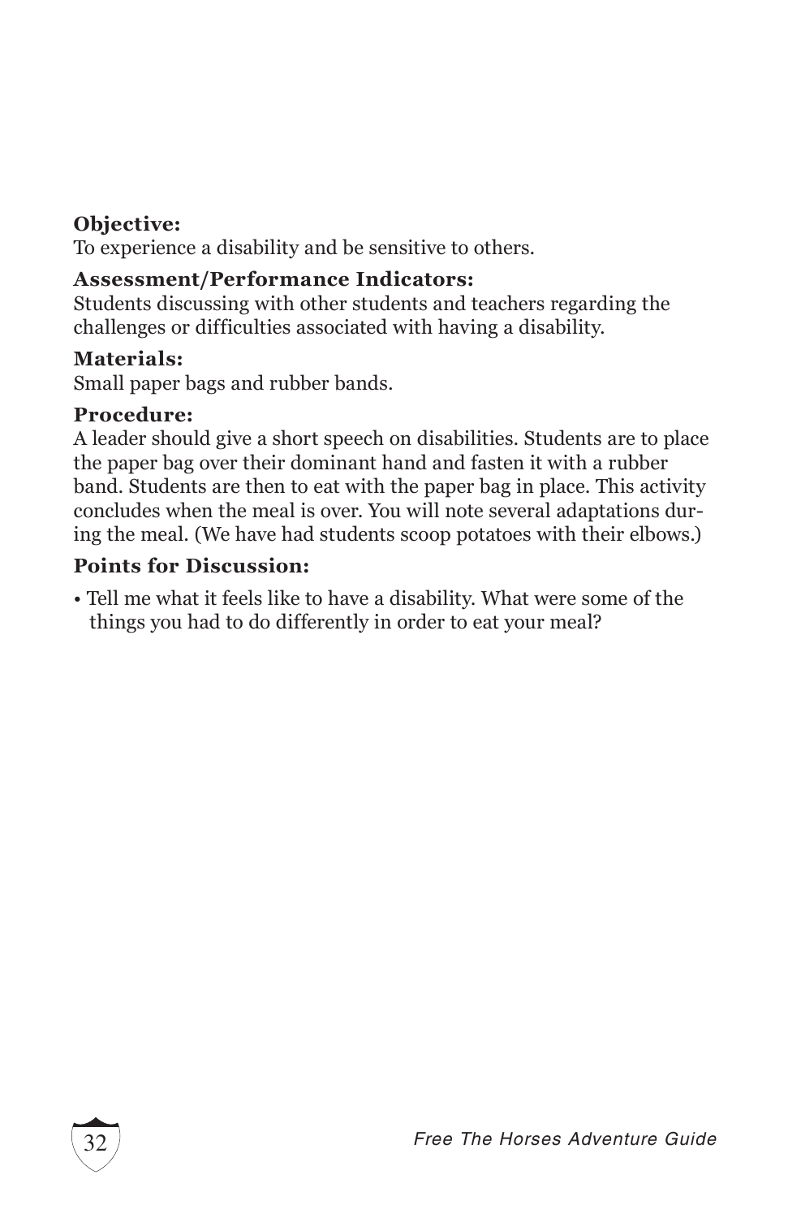**Objective:**
To experience a disability and be sensitive to others.

**Assessment/Performance Indicators:**
Students discussing with other students and teachers regarding the challenges or difficulties associated with having a disability.

**Materials:**
Small paper bags and rubber bands.

**Procedure:**
A leader should give a short speech on disabilities. Students are to place the paper bag over their dominant hand and fasten it with a rubber band. Students are then to eat with the paper bag in place. This activity concludes when the meal is over. You will note several adaptations during the meal. (We have had students scoop potatoes with their elbows.)

**Points for Discussion:**

- Tell me what it feels like to have a disability. What were some of the things you had to do differently in order to eat your meal?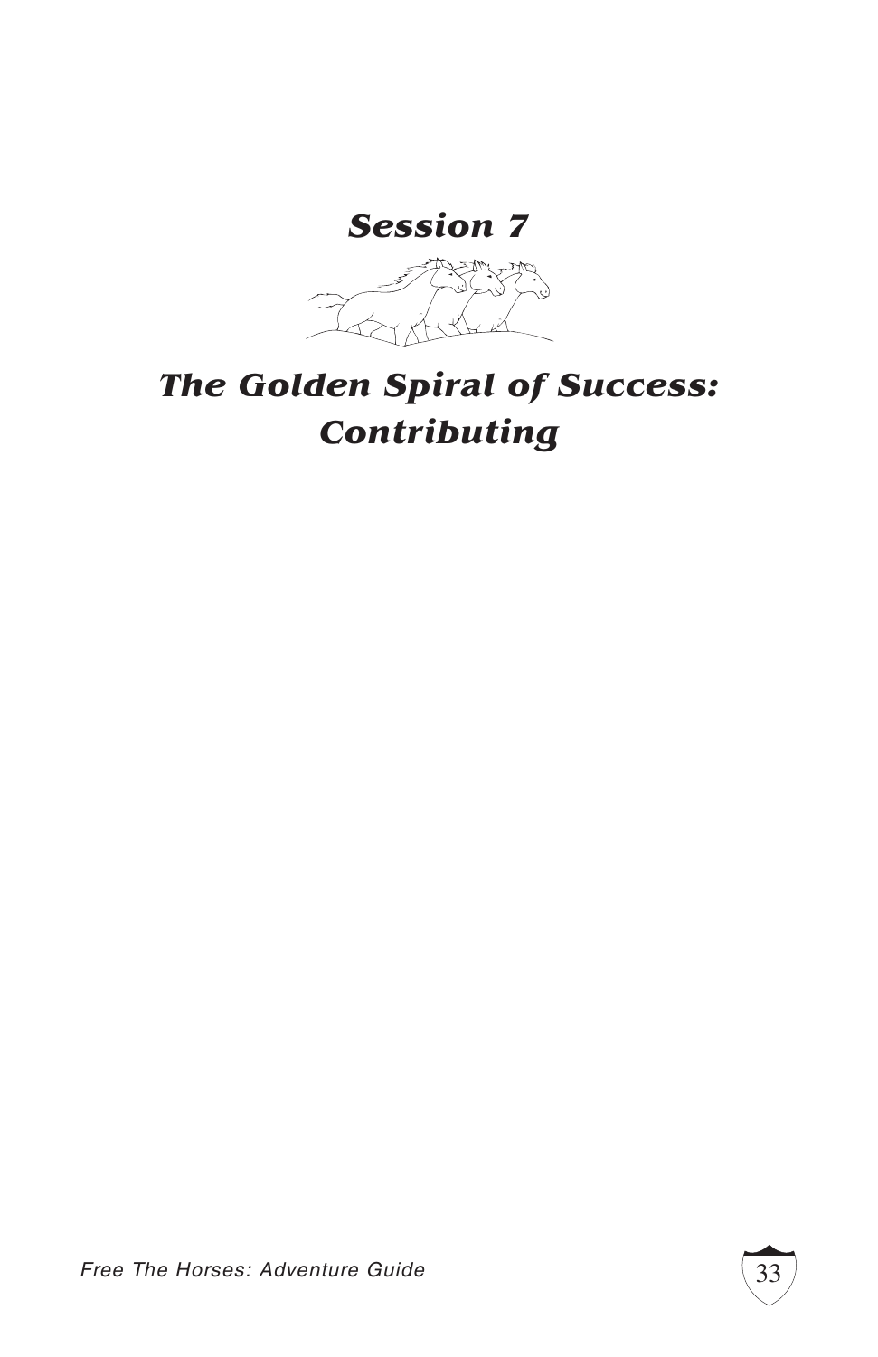# *Session 7*

# *The Golden Spiral of Success: Contributing*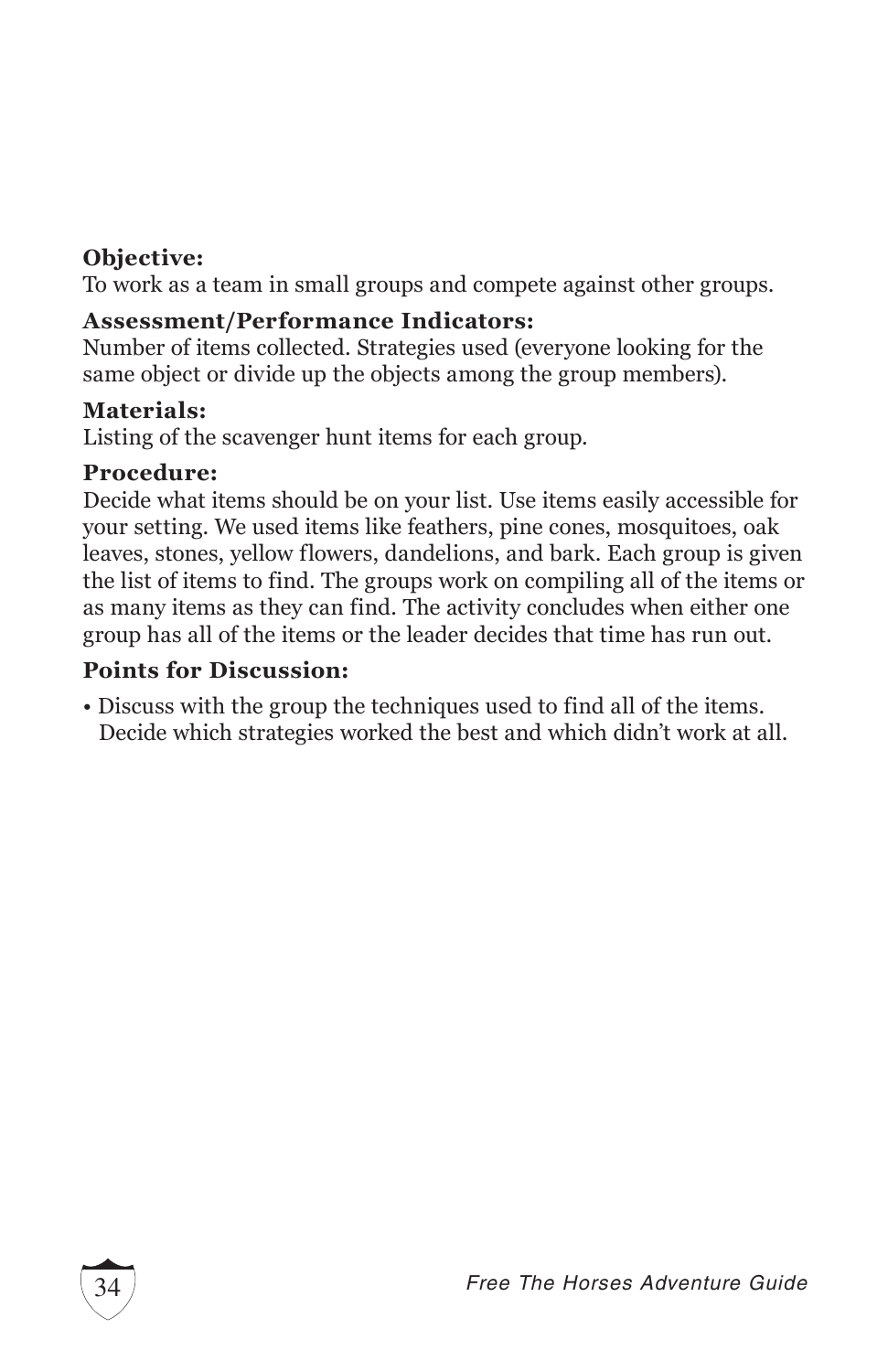**Objective:**
To work as a team in small groups and compete against other groups.

**Assessment/Performance Indicators:**
Number of items collected. Strategies used (everyone looking for the same object or divide up the objects among the group members).

**Materials:**
Listing of the scavenger hunt items for each group.

**Procedure:**
Decide what items should be on your list. Use items easily accessible for your setting. We used items like feathers, pine cones, mosquitoes, oak leaves, stones, yellow flowers, dandelions, and bark. Each group is given the list of items to find. The groups work on compiling all of the items or as many items as they can find. The activity concludes when either one group has all of the items or the leader decides that time has run out.

**Points for Discussion:**

- Discuss with the group the techniques used to find all of the items. Decide which strategies worked the best and which didn't work at all.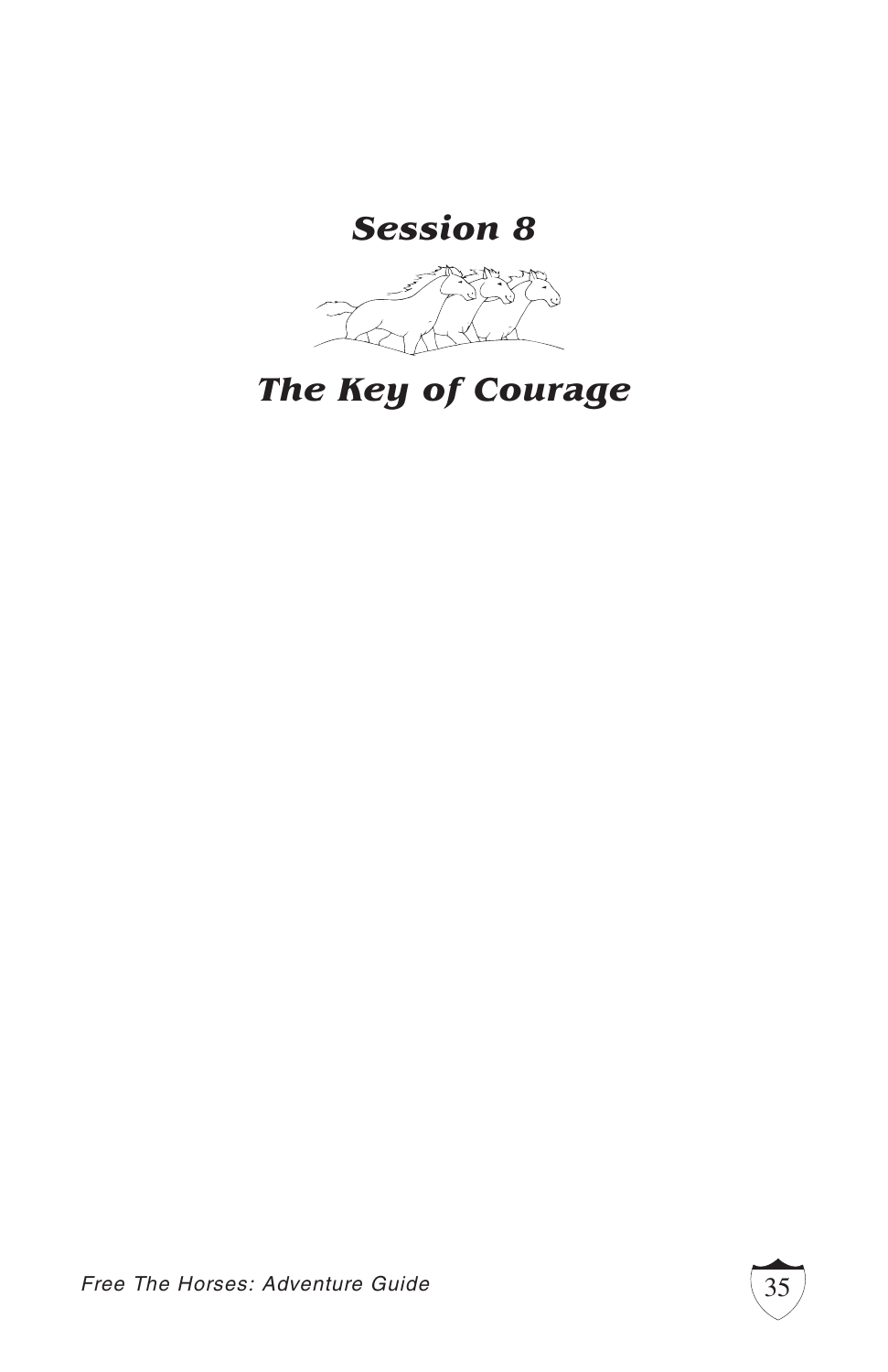# *Session 8*

# *The Key of Courage*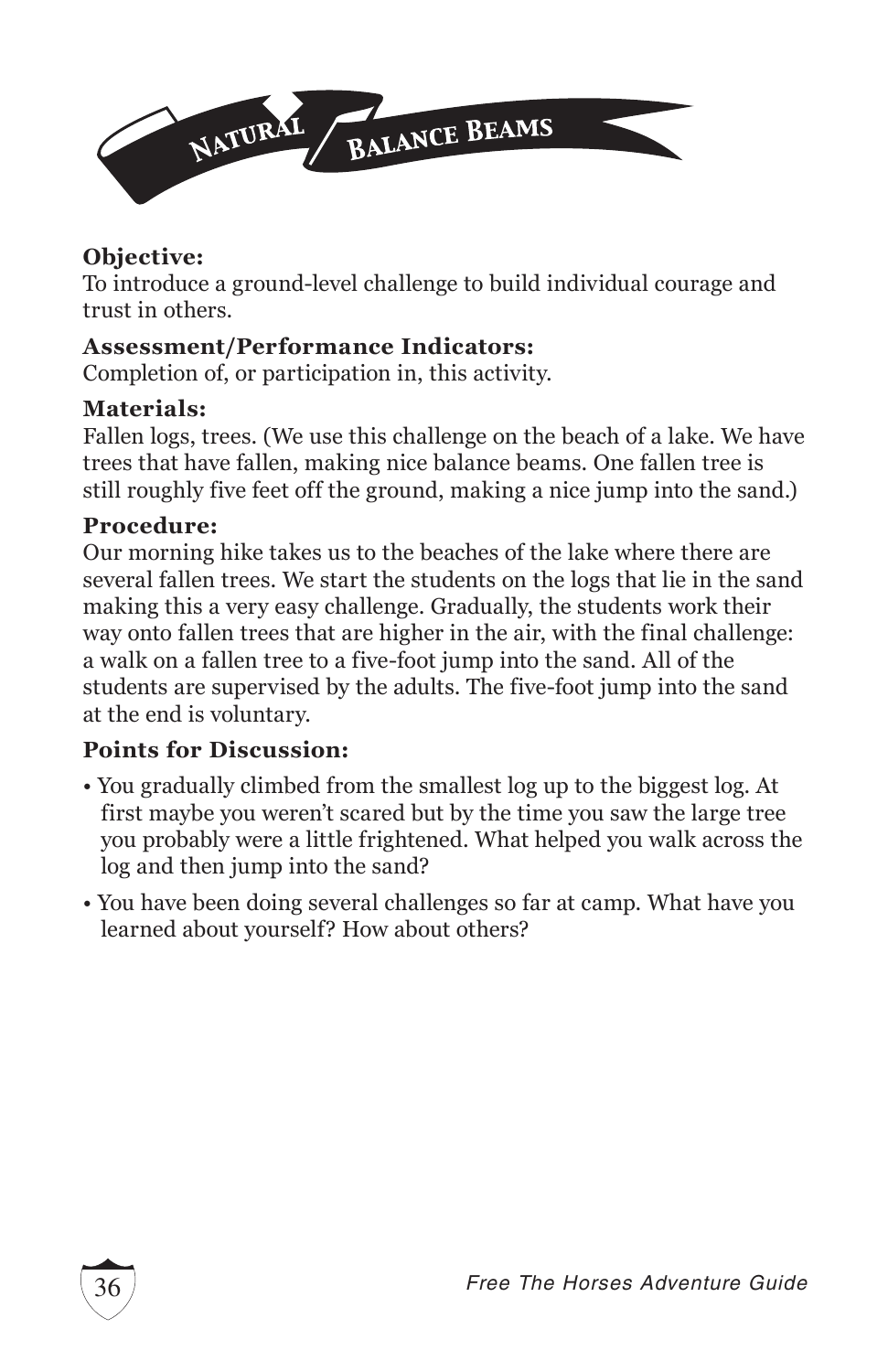# Natural Balance Beams

**Objective:**
To introduce a ground-level challenge to build individual courage and trust in others.

**Assessment/Performance Indicators:**
Completion of, or participation in, this activity.

**Materials:**
Fallen logs, trees. (We use this challenge on the beach of a lake. We have trees that have fallen, making nice balance beams. One fallen tree is still roughly five feet off the ground, making a nice jump into the sand.)

**Procedure:**
Our morning hike takes us to the beaches of the lake where there are several fallen trees. We start the students on the logs that lie in the sand making this a very easy challenge. Gradually, the students work their way onto fallen trees that are higher in the air, with the final challenge: a walk on a fallen tree to a five-foot jump into the sand. All of the students are supervised by the adults. The five-foot jump into the sand at the end is voluntary.

**Points for Discussion:**

- You gradually climbed from the smallest log up to the biggest log. At first maybe you weren't scared but by the time you saw the large tree you probably were a little frightened. What helped you walk across the log and then jump into the sand?
- You have been doing several challenges so far at camp. What have you learned about yourself? How about others?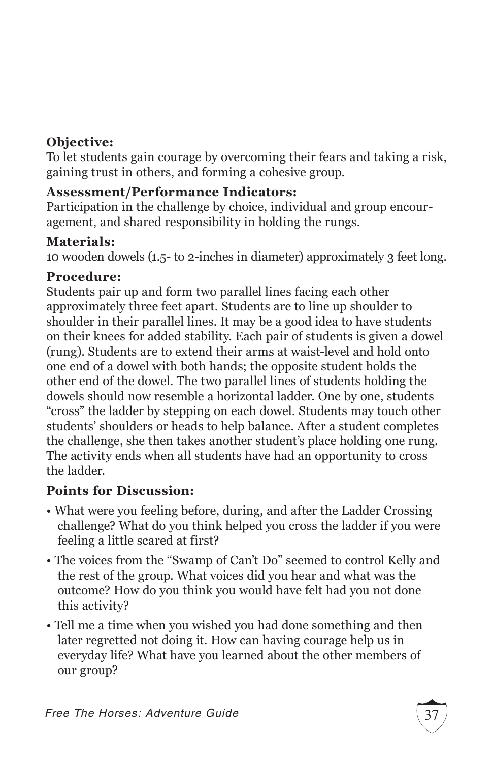**Objective:**
To let students gain courage by overcoming their fears and taking a risk, gaining trust in others, and forming a cohesive group.

**Assessment/Performance Indicators:**
Participation in the challenge by choice, individual and group encouragement, and shared responsibility in holding the rungs.

**Materials:**
10 wooden dowels (1.5- to 2-inches in diameter) approximately 3 feet long.

**Procedure:**
Students pair up and form two parallel lines facing each other approximately three feet apart. Students are to line up shoulder to shoulder in their parallel lines. It may be a good idea to have students on their knees for added stability. Each pair of students is given a dowel (rung). Students are to extend their arms at waist-level and hold onto one end of a dowel with both hands; the opposite student holds the other end of the dowel. The two parallel lines of students holding the dowels should now resemble a horizontal ladder. One by one, students "cross" the ladder by stepping on each dowel. Students may touch other students' shoulders or heads to help balance. After a student completes the challenge, she then takes another student's place holding one rung. The activity ends when all students have had an opportunity to cross the ladder.

**Points for Discussion:**

- What were you feeling before, during, and after the Ladder Crossing challenge? What do you think helped you cross the ladder if you were feeling a little scared at first?
- The voices from the "Swamp of Can't Do" seemed to control Kelly and the rest of the group. What voices did you hear and what was the outcome? How do you think you would have felt had you not done this activity?
- Tell me a time when you wished you had done something and then later regretted not doing it. How can having courage help us in everyday life? What have you learned about the other members of our group?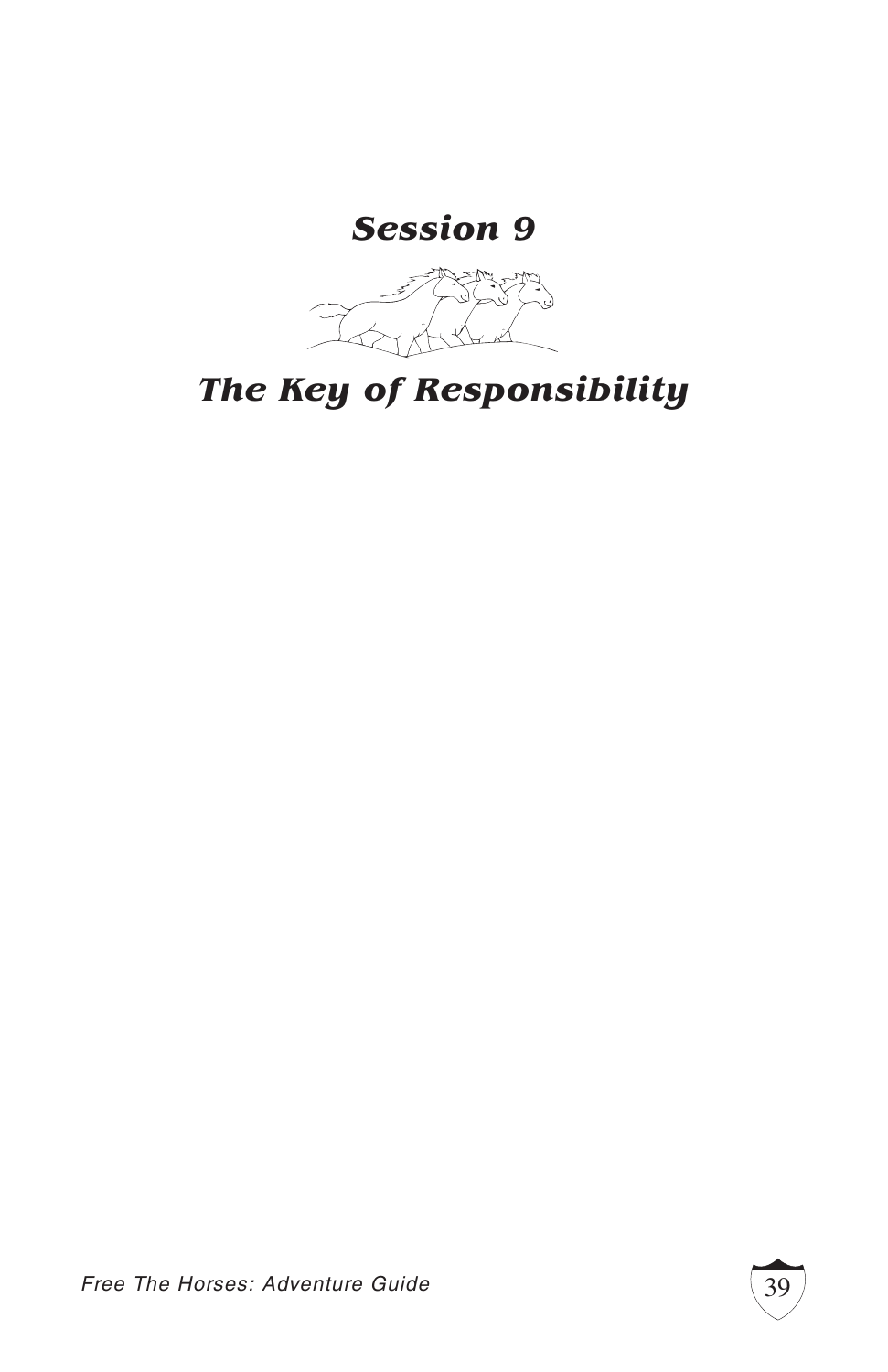# *Session 9*

# *The Key of Responsibility*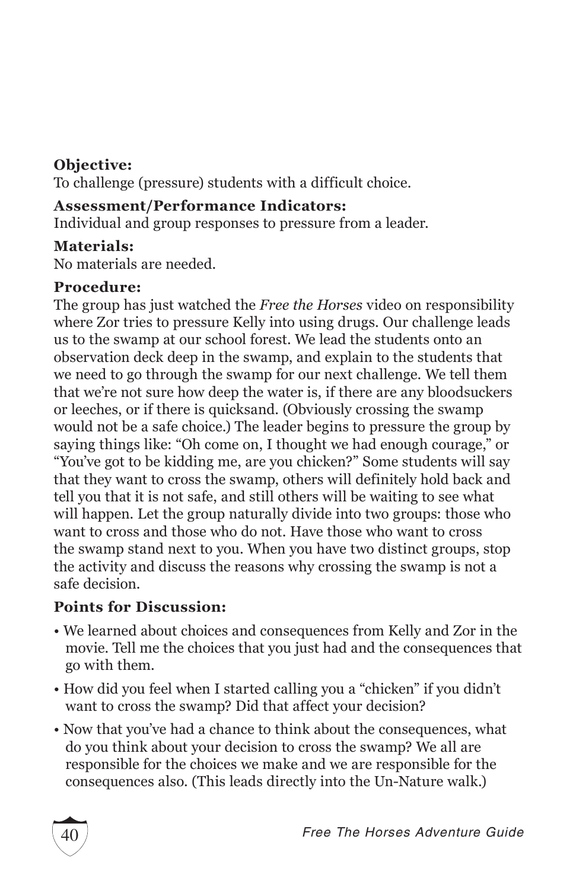**Objective:**
To challenge (pressure) students with a difficult choice.

**Assessment/Performance Indicators:**
Individual and group responses to pressure from a leader.

**Materials:**
No materials are needed.

**Procedure:**
The group has just watched the *Free the Horses* video on responsibility where Zor tries to pressure Kelly into using drugs. Our challenge leads us to the swamp at our school forest. We lead the students onto an observation deck deep in the swamp, and explain to the students that we need to go through the swamp for our next challenge. We tell them that we're not sure how deep the water is, if there are any bloodsuckers or leeches, or if there is quicksand. (Obviously crossing the swamp would not be a safe choice.) The leader begins to pressure the group by saying things like: "Oh come on, I thought we had enough courage," or "You've got to be kidding me, are you chicken?" Some students will say that they want to cross the swamp, others will definitely hold back and tell you that it is not safe, and still others will be waiting to see what will happen. Let the group naturally divide into two groups: those who want to cross and those who do not. Have those who want to cross the swamp stand next to you. When you have two distinct groups, stop the activity and discuss the reasons why crossing the swamp is not a safe decision.

**Points for Discussion:**

- We learned about choices and consequences from Kelly and Zor in the movie. Tell me the choices that you just had and the consequences that go with them.
- How did you feel when I started calling you a "chicken" if you didn't want to cross the swamp? Did that affect your decision?
- Now that you've had a chance to think about the consequences, what do you think about your decision to cross the swamp? We all are responsible for the choices we make and we are responsible for the consequences also. (This leads directly into the Un-Nature walk.)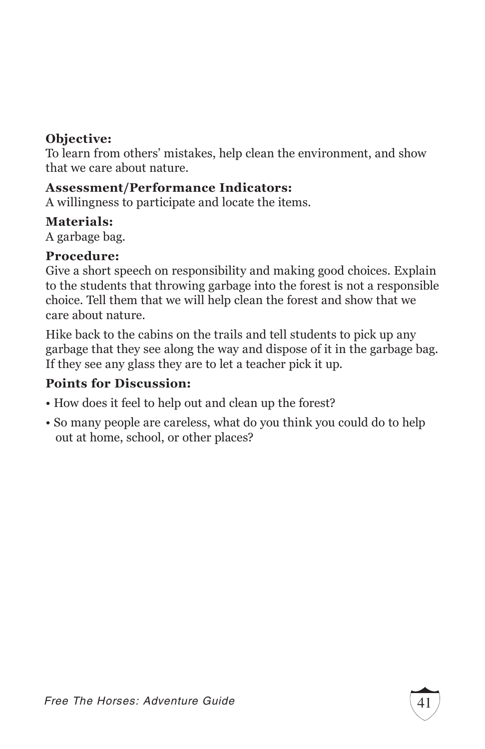**Objective:**
To learn from others' mistakes, help clean the environment, and show that we care about nature.

**Assessment/Performance Indicators:**
A willingness to participate and locate the items.

**Materials:**
A garbage bag.

**Procedure:**
Give a short speech on responsibility and making good choices. Explain to the students that throwing garbage into the forest is not a responsible choice. Tell them that we will help clean the forest and show that we care about nature.

Hike back to the cabins on the trails and tell students to pick up any garbage that they see along the way and dispose of it in the garbage bag. If they see any glass they are to let a teacher pick it up.

**Points for Discussion:**

- How does it feel to help out and clean up the forest?
- So many people are careless, what do you think you could do to help out at home, school, or other places?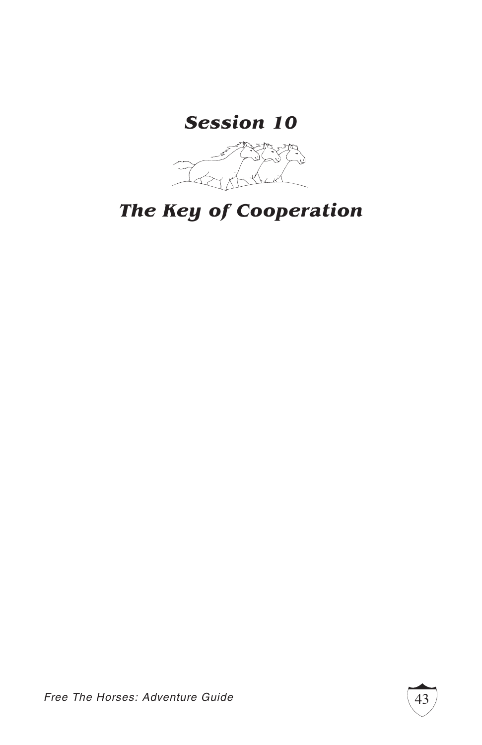# *Session 10*

# *The Key of Cooperation*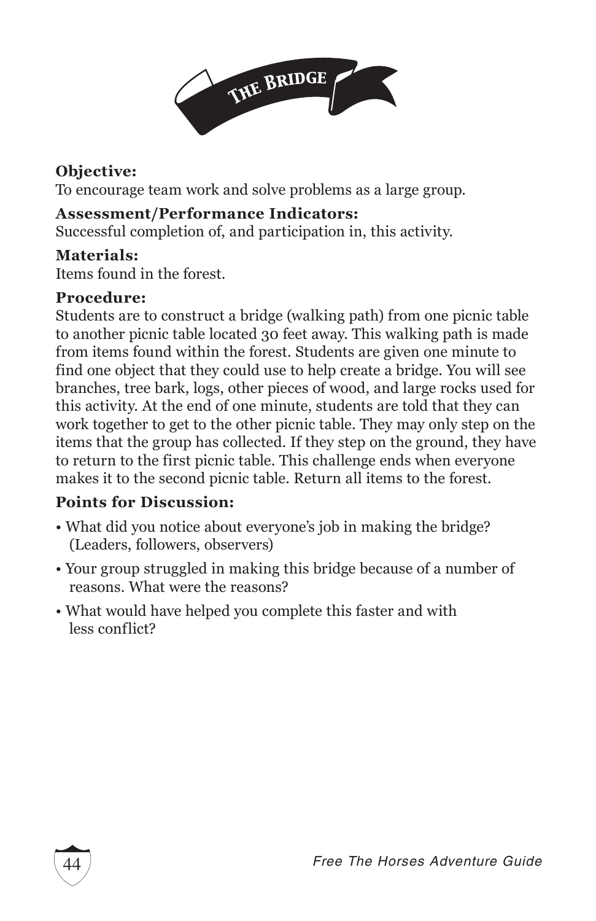# THE BRIDGE

**Objective:**
To encourage team work and solve problems as a large group.

**Assessment/Performance Indicators:**
Successful completion of, and participation in, this activity.

**Materials:**
Items found in the forest.

**Procedure:**
Students are to construct a bridge (walking path) from one picnic table to another picnic table located 30 feet away. This walking path is made from items found within the forest. Students are given one minute to find one object that they could use to help create a bridge. You will see branches, tree bark, logs, other pieces of wood, and large rocks used for this activity. At the end of one minute, students are told that they can work together to get to the other picnic table. They may only step on the items that the group has collected. If they step on the ground, they have to return to the first picnic table. This challenge ends when everyone makes it to the second picnic table. Return all items to the forest.

**Points for Discussion:**

- What did you notice about everyone's job in making the bridge? (Leaders, followers, observers)
- Your group struggled in making this bridge because of a number of reasons. What were the reasons?
- What would have helped you complete this faster and with less conflict?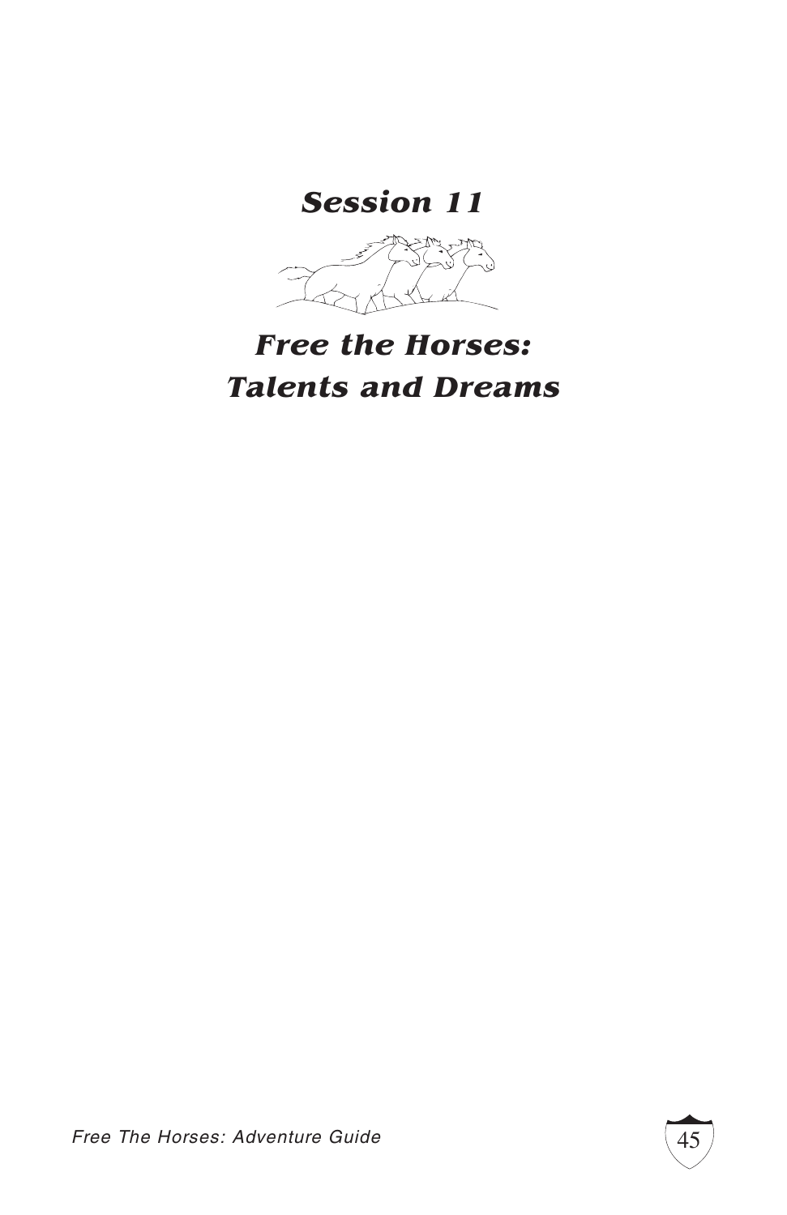# *Session 11*

# *Free the Horses: Talents and Dreams*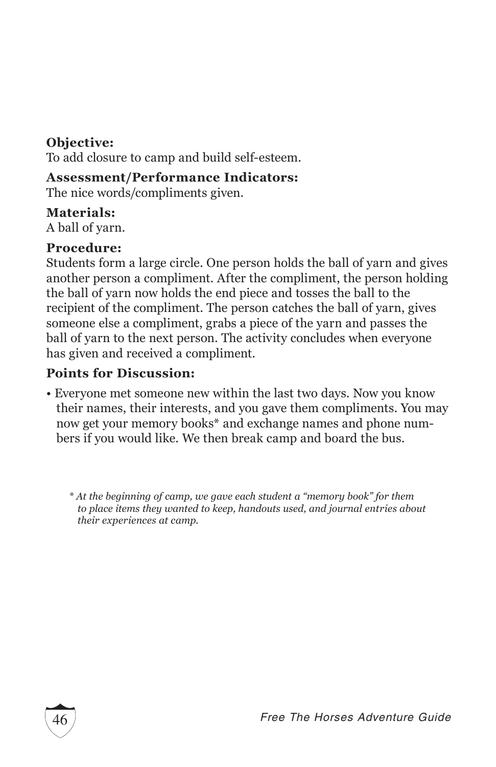**Objective:**
To add closure to camp and build self-esteem.

**Assessment/Performance Indicators:**
The nice words/compliments given.

**Materials:**
A ball of yarn.

**Procedure:**
Students form a large circle. One person holds the ball of yarn and gives another person a compliment. After the compliment, the person holding the ball of yarn now holds the end piece and tosses the ball to the recipient of the compliment. The person catches the ball of yarn, gives someone else a compliment, grabs a piece of the yarn and passes the ball of yarn to the next person. The activity concludes when everyone has given and received a compliment.

**Points for Discussion:**

- Everyone met someone new within the last two days. Now you know their names, their interests, and you gave them compliments. You may now get your memory books* and exchange names and phone numbers if you would like. We then break camp and board the bus.

*\* At the beginning of camp, we gave each student a "memory book" for them to place items they wanted to keep, handouts used, and journal entries about their experiences at camp.*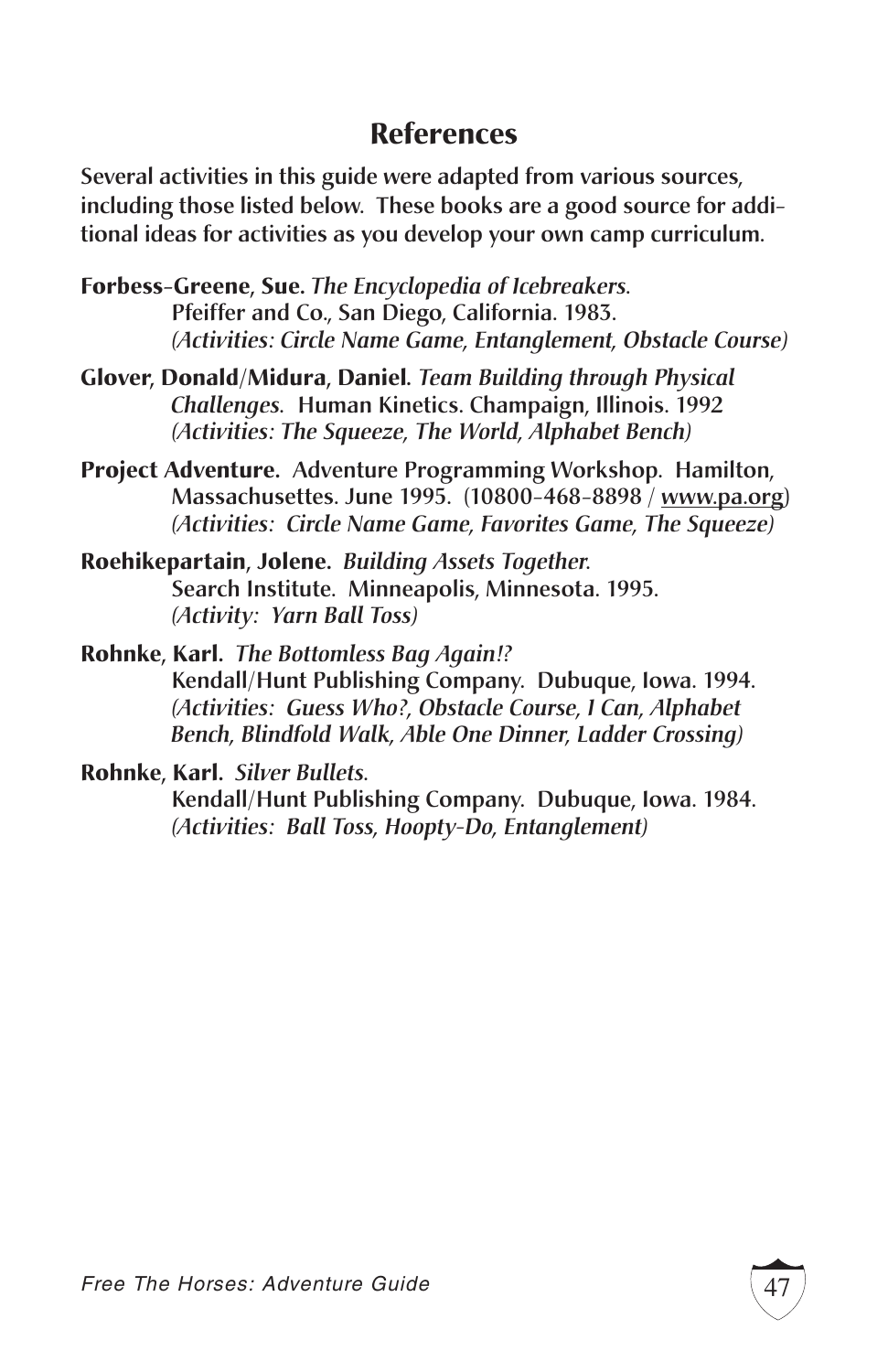## References

**Several activities in this guide were adapted from various sources, including those listed below. These books are a good source for additional ideas for activities as you develop your own camp curriculum.**

**Forbess-Greene, Sue.** *The Encyclopedia of Icebreakers.* Pfeiffer and Co., San Diego, California. 1983. *(Activities: Circle Name Game, Entanglement, Obstacle Course)*

**Glover, Donald/Midura, Daniel.** *Team Building through Physical Challenges.* Human Kinetics. Champaign, Illinois. 1992 *(Activities: The Squeeze, The World, Alphabet Bench)*

**Project Adventure.** Adventure Programming Workshop. Hamilton, Massachusettes. June 1995. (10800-468-8898 / www.pa.org) *(Activities: Circle Name Game, Favorites Game, The Squeeze)*

**Roehikepartain, Jolene.** *Building Assets Together.* Search Institute. Minneapolis, Minnesota. 1995. *(Activity: Yarn Ball Toss)*

**Rohnke, Karl.** *The Bottomless Bag Again!?* Kendall/Hunt Publishing Company. Dubuque, Iowa. 1994. *(Activities: Guess Who?, Obstacle Course, I Can, Alphabet Bench, Blindfold Walk, Able One Dinner, Ladder Crossing)*

**Rohnke, Karl.** *Silver Bullets.* Kendall/Hunt Publishing Company. Dubuque, Iowa. 1984. *(Activities: Ball Toss, Hoopty-Do, Entanglement)*